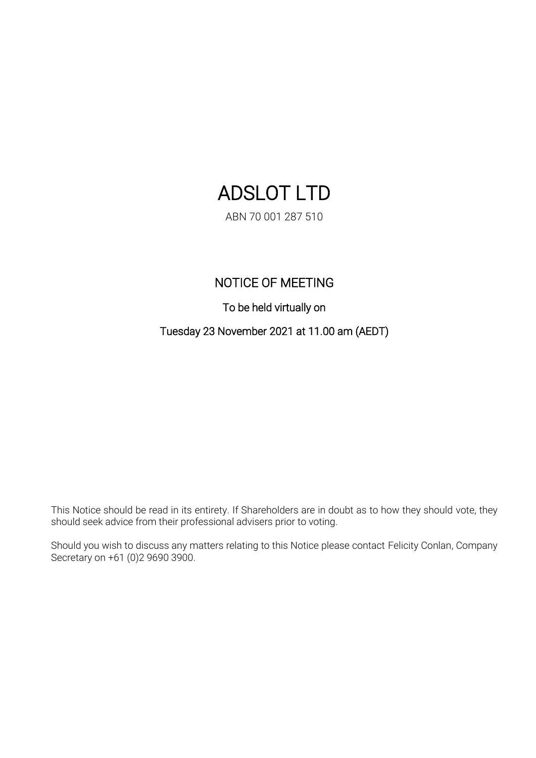# ADSLOT LTD

ABN 70 001 287 510

## NOTICE OF MEETING

To be held virtually on

Tuesday 23 November 2021 at 11.00 am (AEDT)

This Notice should be read in its entirety. If Shareholders are in doubt as to how they should vote, they should seek advice from their professional advisers prior to voting.

Should you wish to discuss any matters relating to this Notice please contact Felicity Conlan, Company Secretary on +61 (0)2 9690 3900.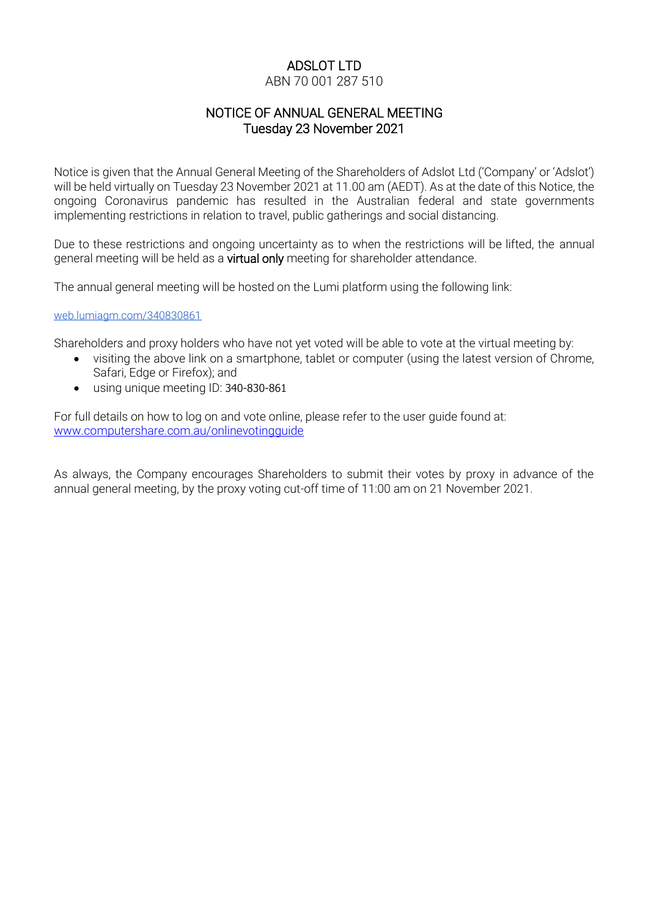# ADSLOT LTD

ABN 70 001 287 510

## NOTICE OF ANNUAL GENERAL MEETING
## Tuesday 23 November 2021

Notice is given that the Annual General Meeting of the Shareholders of Adslot Ltd ('Company' or 'Adslot') will be held virtually on Tuesday 23 November 2021 at 11.00 am (AEDT). As at the date of this Notice, the ongoing Coronavirus pandemic has resulted in the Australian federal and state governments implementing restrictions in relation to travel, public gatherings and social distancing.

Due to these restrictions and ongoing uncertainty as to when the restrictions will be lifted, the annual general meeting will be held as a **virtual only** meeting for shareholder attendance.

The annual general meeting will be hosted on the Lumi platform using the following link:

web.lumiagm.com/340830861

Shareholders and proxy holders who have not yet voted will be able to vote at the virtual meeting by:

- visiting the above link on a smartphone, tablet or computer (using the latest version of Chrome, Safari, Edge or Firefox); and
- using unique meeting ID: 340-830-861

For full details on how to log on and vote online, please refer to the user guide found at: www.computershare.com.au/onlinevotingguide

As always, the Company encourages Shareholders to submit their votes by proxy in advance of the annual general meeting, by the proxy voting cut-off time of 11:00 am on 21 November 2021.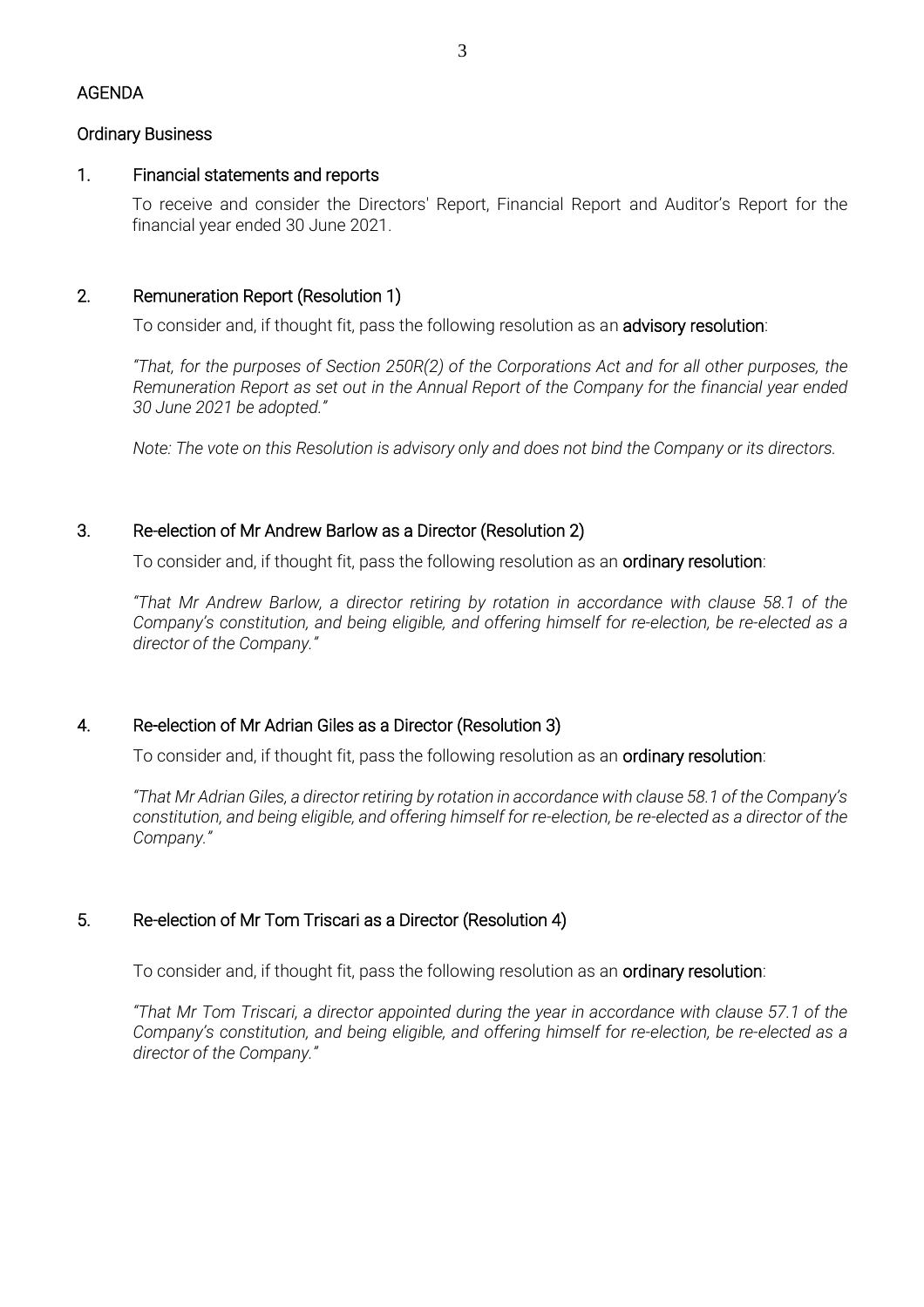# AGENDA

## Ordinary Business

### 1. Financial statements and reports

To receive and consider the Directors' Report, Financial Report and Auditor's Report for the financial year ended 30 June 2021.

### 2. Remuneration Report (Resolution 1)

To consider and, if thought fit, pass the following resolution as an **advisory resolution**:

*"That, for the purposes of Section 250R(2) of the Corporations Act and for all other purposes, the Remuneration Report as set out in the Annual Report of the Company for the financial year ended 30 June 2021 be adopted."*

*Note: The vote on this Resolution is advisory only and does not bind the Company or its directors.*

### 3. Re-election of Mr Andrew Barlow as a Director (Resolution 2)

To consider and, if thought fit, pass the following resolution as an **ordinary resolution**:

*"That Mr Andrew Barlow, a director retiring by rotation in accordance with clause 58.1 of the Company's constitution, and being eligible, and offering himself for re-election, be re-elected as a director of the Company."*

### 4. Re-election of Mr Adrian Giles as a Director (Resolution 3)

To consider and, if thought fit, pass the following resolution as an **ordinary resolution**:

*"That Mr Adrian Giles, a director retiring by rotation in accordance with clause 58.1 of the Company's constitution, and being eligible, and offering himself for re-election, be re-elected as a director of the Company."*

### 5. Re-election of Mr Tom Triscari as a Director (Resolution 4)

To consider and, if thought fit, pass the following resolution as an **ordinary resolution**:

*"That Mr Tom Triscari, a director appointed during the year in accordance with clause 57.1 of the Company's constitution, and being eligible, and offering himself for re-election, be re-elected as a director of the Company."*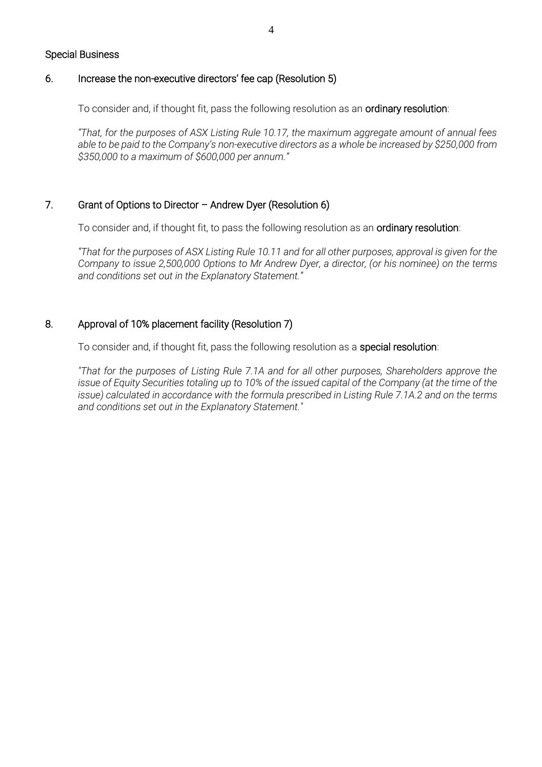## Special Business

### 6. Increase the non-executive directors' fee cap (Resolution 5)

To consider and, if thought fit, pass the following resolution as an **ordinary resolution**:

*"That, for the purposes of ASX Listing Rule 10.17, the maximum aggregate amount of annual fees able to be paid to the Company's non-executive directors as a whole be increased by $250,000 from $350,000 to a maximum of $600,000 per annum."*

### 7. Grant of Options to Director – Andrew Dyer (Resolution 6)

To consider and, if thought fit, to pass the following resolution as an **ordinary resolution**:

*"That for the purposes of ASX Listing Rule 10.11 and for all other purposes, approval is given for the Company to issue 2,500,000 Options to Mr Andrew Dyer, a director, (or his nominee) on the terms and conditions set out in the Explanatory Statement."*

### 8. Approval of 10% placement facility (Resolution 7)

To consider and, if thought fit, pass the following resolution as a **special resolution**:

*"That for the purposes of Listing Rule 7.1A and for all other purposes, Shareholders approve the issue of Equity Securities totaling up to 10% of the issued capital of the Company (at the time of the issue) calculated in accordance with the formula prescribed in Listing Rule 7.1A.2 and on the terms and conditions set out in the Explanatory Statement."*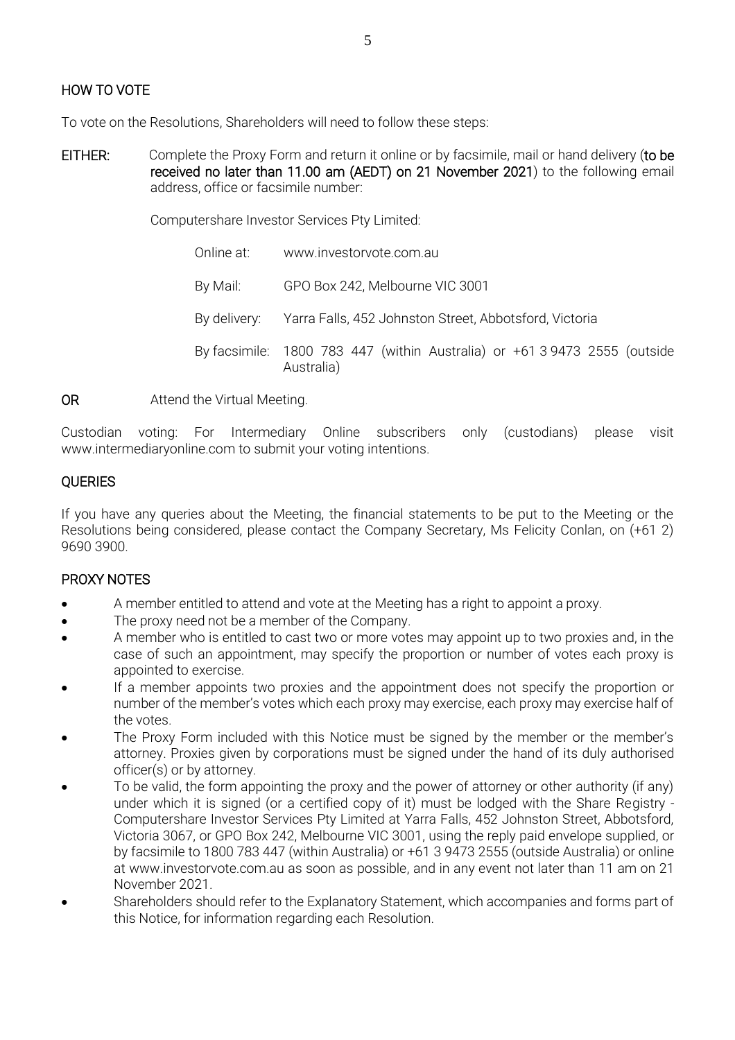## HOW TO VOTE

To vote on the Resolutions, Shareholders will need to follow these steps:

**EITHER:** Complete the Proxy Form and return it online or by facsimile, mail or hand delivery (**to be received no later than 11.00 am (AEDT) on 21 November 2021**) to the following email address, office or facsimile number:

Computershare Investor Services Pty Limited:

| | |
|---|---|
| Online at: | www.investorvote.com.au |
| By Mail: | GPO Box 242, Melbourne VIC 3001 |
| By delivery: | Yarra Falls, 452 Johnston Street, Abbotsford, Victoria |
| By facsimile: | 1800 783 447 (within Australia) or +61 3 9473 2555 (outside Australia) |

**OR** Attend the Virtual Meeting.

Custodian voting: For Intermediary Online subscribers only (custodians) please visit www.intermediaryonline.com to submit your voting intentions.

## QUERIES

If you have any queries about the Meeting, the financial statements to be put to the Meeting or the Resolutions being considered, please contact the Company Secretary, Ms Felicity Conlan, on (+61 2) 9690 3900.

## PROXY NOTES

- A member entitled to attend and vote at the Meeting has a right to appoint a proxy.
- The proxy need not be a member of the Company.
- A member who is entitled to cast two or more votes may appoint up to two proxies and, in the case of such an appointment, may specify the proportion or number of votes each proxy is appointed to exercise.
- If a member appoints two proxies and the appointment does not specify the proportion or number of the member's votes which each proxy may exercise, each proxy may exercise half of the votes.
- The Proxy Form included with this Notice must be signed by the member or the member's attorney. Proxies given by corporations must be signed under the hand of its duly authorised officer(s) or by attorney.
- To be valid, the form appointing the proxy and the power of attorney or other authority (if any) under which it is signed (or a certified copy of it) must be lodged with the Share Registry - Computershare Investor Services Pty Limited at Yarra Falls, 452 Johnston Street, Abbotsford, Victoria 3067, or GPO Box 242, Melbourne VIC 3001, using the reply paid envelope supplied, or by facsimile to 1800 783 447 (within Australia) or +61 3 9473 2555 (outside Australia) or online at www.investorvote.com.au as soon as possible, and in any event not later than 11 am on 21 November 2021.
- Shareholders should refer to the Explanatory Statement, which accompanies and forms part of this Notice, for information regarding each Resolution.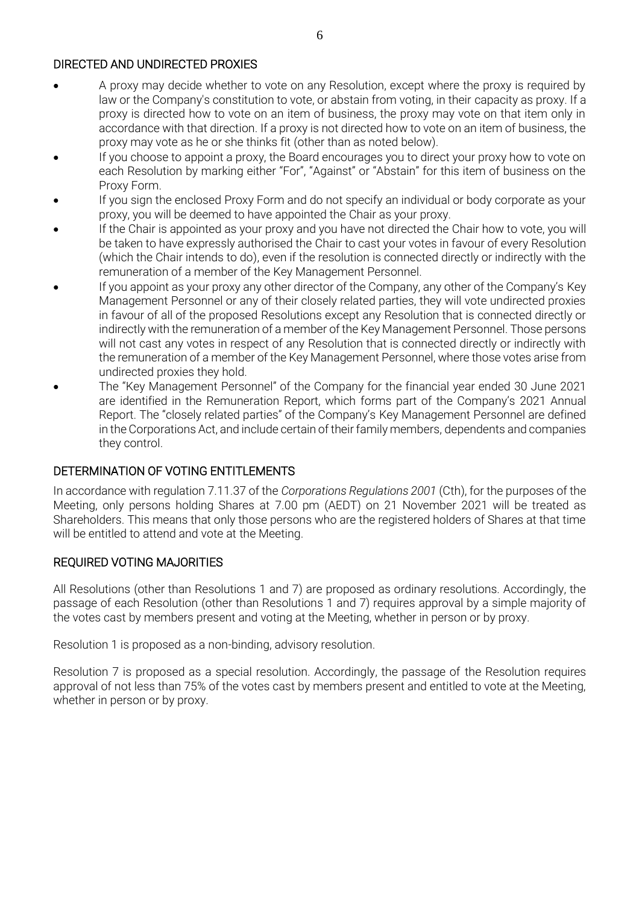## DIRECTED AND UNDIRECTED PROXIES

- A proxy may decide whether to vote on any Resolution, except where the proxy is required by law or the Company's constitution to vote, or abstain from voting, in their capacity as proxy. If a proxy is directed how to vote on an item of business, the proxy may vote on that item only in accordance with that direction. If a proxy is not directed how to vote on an item of business, the proxy may vote as he or she thinks fit (other than as noted below).
- If you choose to appoint a proxy, the Board encourages you to direct your proxy how to vote on each Resolution by marking either "For", "Against" or "Abstain" for this item of business on the Proxy Form.
- If you sign the enclosed Proxy Form and do not specify an individual or body corporate as your proxy, you will be deemed to have appointed the Chair as your proxy.
- If the Chair is appointed as your proxy and you have not directed the Chair how to vote, you will be taken to have expressly authorised the Chair to cast your votes in favour of every Resolution (which the Chair intends to do), even if the resolution is connected directly or indirectly with the remuneration of a member of the Key Management Personnel.
- If you appoint as your proxy any other director of the Company, any other of the Company's Key Management Personnel or any of their closely related parties, they will vote undirected proxies in favour of all of the proposed Resolutions except any Resolution that is connected directly or indirectly with the remuneration of a member of the Key Management Personnel. Those persons will not cast any votes in respect of any Resolution that is connected directly or indirectly with the remuneration of a member of the Key Management Personnel, where those votes arise from undirected proxies they hold.
- The "Key Management Personnel" of the Company for the financial year ended 30 June 2021 are identified in the Remuneration Report, which forms part of the Company's 2021 Annual Report. The "closely related parties" of the Company's Key Management Personnel are defined in the Corporations Act, and include certain of their family members, dependents and companies they control.

## DETERMINATION OF VOTING ENTITLEMENTS

In accordance with regulation 7.11.37 of the *Corporations Regulations 2001* (Cth), for the purposes of the Meeting, only persons holding Shares at 7.00 pm (AEDT) on 21 November 2021 will be treated as Shareholders. This means that only those persons who are the registered holders of Shares at that time will be entitled to attend and vote at the Meeting.

## REQUIRED VOTING MAJORITIES

All Resolutions (other than Resolutions 1 and 7) are proposed as ordinary resolutions. Accordingly, the passage of each Resolution (other than Resolutions 1 and 7) requires approval by a simple majority of the votes cast by members present and voting at the Meeting, whether in person or by proxy.

Resolution 1 is proposed as a non-binding, advisory resolution.

Resolution 7 is proposed as a special resolution. Accordingly, the passage of the Resolution requires approval of not less than 75% of the votes cast by members present and entitled to vote at the Meeting, whether in person or by proxy.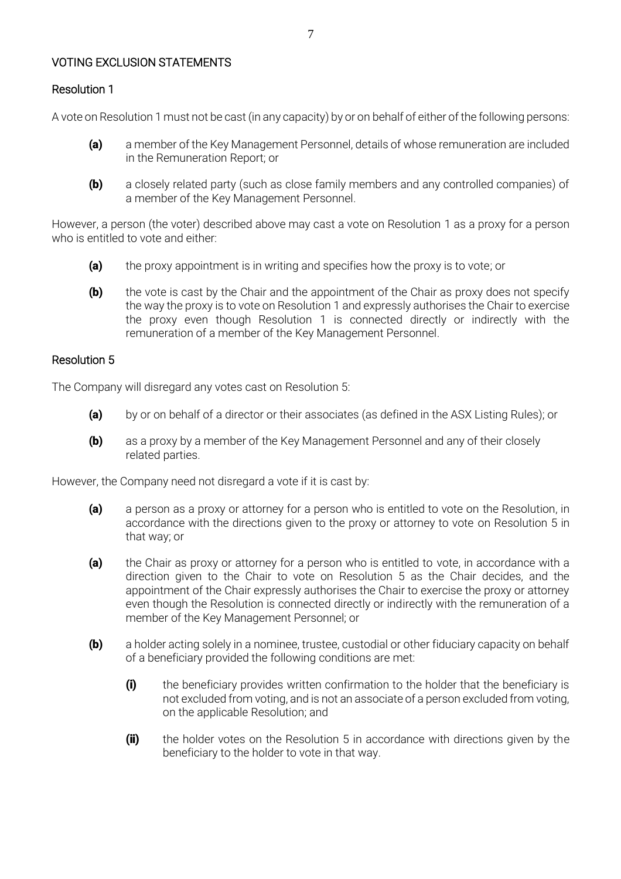## VOTING EXCLUSION STATEMENTS

### Resolution 1

A vote on Resolution 1 must not be cast (in any capacity) by or on behalf of either of the following persons:

- **(a)** a member of the Key Management Personnel, details of whose remuneration are included in the Remuneration Report; or
- **(b)** a closely related party (such as close family members and any controlled companies) of a member of the Key Management Personnel.

However, a person (the voter) described above may cast a vote on Resolution 1 as a proxy for a person who is entitled to vote and either:

- **(a)** the proxy appointment is in writing and specifies how the proxy is to vote; or
- **(b)** the vote is cast by the Chair and the appointment of the Chair as proxy does not specify the way the proxy is to vote on Resolution 1 and expressly authorises the Chair to exercise the proxy even though Resolution 1 is connected directly or indirectly with the remuneration of a member of the Key Management Personnel.

### Resolution 5

The Company will disregard any votes cast on Resolution 5:

- **(a)** by or on behalf of a director or their associates (as defined in the ASX Listing Rules); or
- **(b)** as a proxy by a member of the Key Management Personnel and any of their closely related parties.

However, the Company need not disregard a vote if it is cast by:

- **(a)** a person as a proxy or attorney for a person who is entitled to vote on the Resolution, in accordance with the directions given to the proxy or attorney to vote on Resolution 5 in that way; or
- **(a)** the Chair as proxy or attorney for a person who is entitled to vote, in accordance with a direction given to the Chair to vote on Resolution 5 as the Chair decides, and the appointment of the Chair expressly authorises the Chair to exercise the proxy or attorney even though the Resolution is connected directly or indirectly with the remuneration of a member of the Key Management Personnel; or
- **(b)** a holder acting solely in a nominee, trustee, custodial or other fiduciary capacity on behalf of a beneficiary provided the following conditions are met:
  - **(i)** the beneficiary provides written confirmation to the holder that the beneficiary is not excluded from voting, and is not an associate of a person excluded from voting, on the applicable Resolution; and
  - **(ii)** the holder votes on the Resolution 5 in accordance with directions given by the beneficiary to the holder to vote in that way.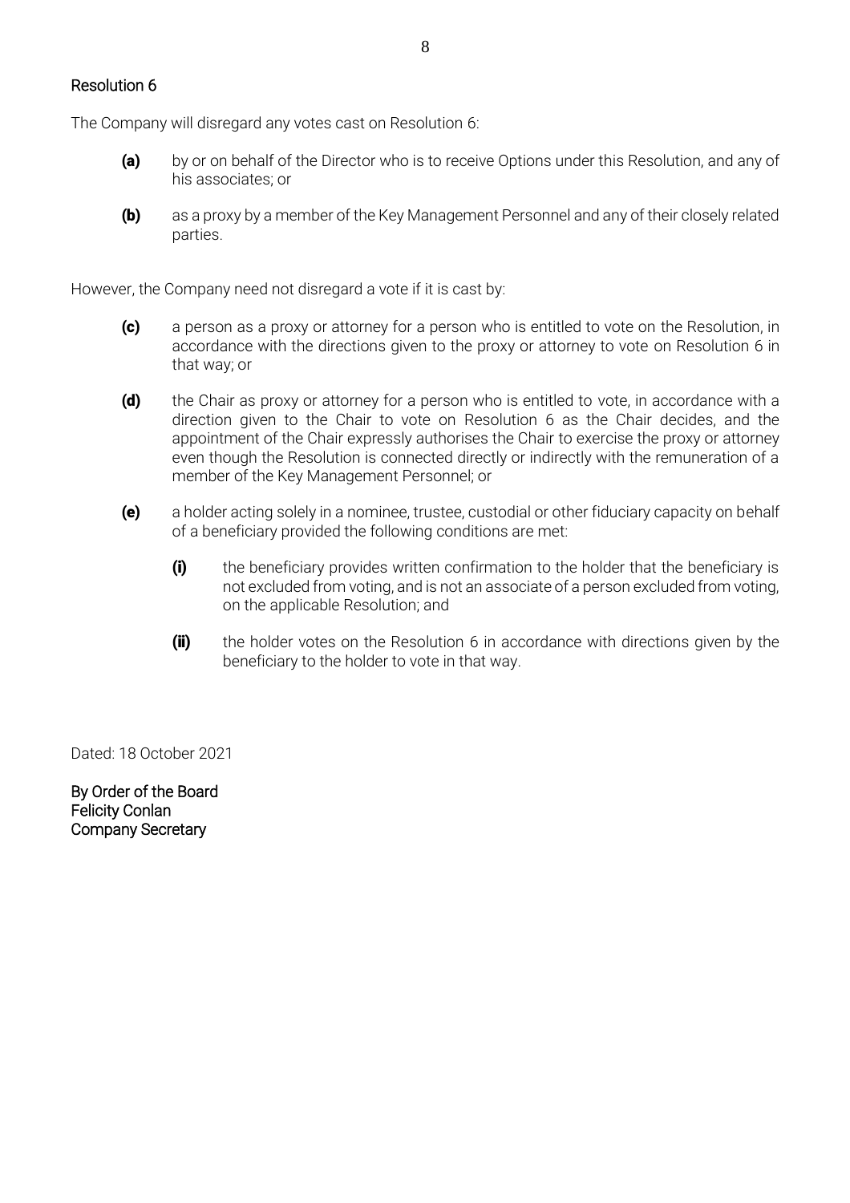## Resolution 6

The Company will disregard any votes cast on Resolution 6:

**(a)** by or on behalf of the Director who is to receive Options under this Resolution, and any of his associates; or

**(b)** as a proxy by a member of the Key Management Personnel and any of their closely related parties.

However, the Company need not disregard a vote if it is cast by:

**(c)** a person as a proxy or attorney for a person who is entitled to vote on the Resolution, in accordance with the directions given to the proxy or attorney to vote on Resolution 6 in that way; or

**(d)** the Chair as proxy or attorney for a person who is entitled to vote, in accordance with a direction given to the Chair to vote on Resolution 6 as the Chair decides, and the appointment of the Chair expressly authorises the Chair to exercise the proxy or attorney even though the Resolution is connected directly or indirectly with the remuneration of a member of the Key Management Personnel; or

**(e)** a holder acting solely in a nominee, trustee, custodial or other fiduciary capacity on behalf of a beneficiary provided the following conditions are met:

> **(i)** the beneficiary provides written confirmation to the holder that the beneficiary is not excluded from voting, and is not an associate of a person excluded from voting, on the applicable Resolution; and
>
> **(ii)** the holder votes on the Resolution 6 in accordance with directions given by the beneficiary to the holder to vote in that way.

Dated: 18 October 2021

By Order of the Board
Felicity Conlan
Company Secretary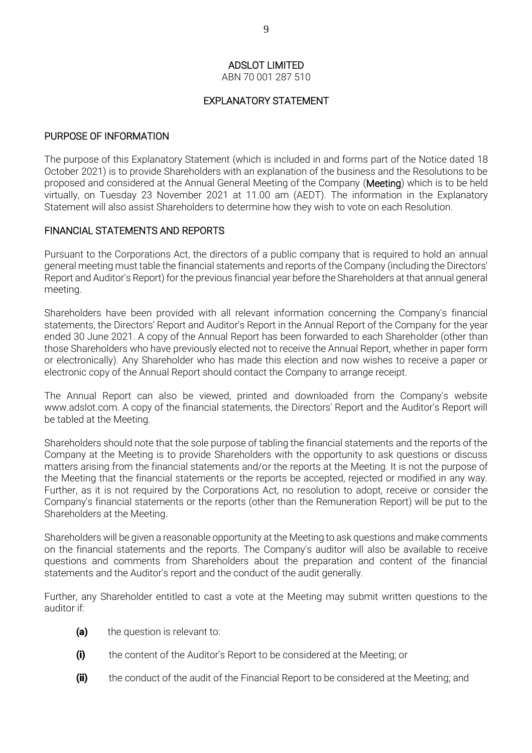# ADSLOT LIMITED

ABN 70 001 287 510

## EXPLANATORY STATEMENT

### PURPOSE OF INFORMATION

The purpose of this Explanatory Statement (which is included in and forms part of the Notice dated 18 October 2021) is to provide Shareholders with an explanation of the business and the Resolutions to be proposed and considered at the Annual General Meeting of the Company (**Meeting**) which is to be held virtually, on Tuesday 23 November 2021 at 11.00 am (AEDT). The information in the Explanatory Statement will also assist Shareholders to determine how they wish to vote on each Resolution.

### FINANCIAL STATEMENTS AND REPORTS

Pursuant to the Corporations Act, the directors of a public company that is required to hold an annual general meeting must table the financial statements and reports of the Company (including the Directors' Report and Auditor's Report) for the previous financial year before the Shareholders at that annual general meeting.

Shareholders have been provided with all relevant information concerning the Company's financial statements, the Directors' Report and Auditor's Report in the Annual Report of the Company for the year ended 30 June 2021. A copy of the Annual Report has been forwarded to each Shareholder (other than those Shareholders who have previously elected not to receive the Annual Report, whether in paper form or electronically). Any Shareholder who has made this election and now wishes to receive a paper or electronic copy of the Annual Report should contact the Company to arrange receipt.

The Annual Report can also be viewed, printed and downloaded from the Company's website www.adslot.com. A copy of the financial statements, the Directors' Report and the Auditor's Report will be tabled at the Meeting.

Shareholders should note that the sole purpose of tabling the financial statements and the reports of the Company at the Meeting is to provide Shareholders with the opportunity to ask questions or discuss matters arising from the financial statements and/or the reports at the Meeting. It is not the purpose of the Meeting that the financial statements or the reports be accepted, rejected or modified in any way. Further, as it is not required by the Corporations Act, no resolution to adopt, receive or consider the Company's financial statements or the reports (other than the Remuneration Report) will be put to the Shareholders at the Meeting.

Shareholders will be given a reasonable opportunity at the Meeting to ask questions and make comments on the financial statements and the reports. The Company's auditor will also be available to receive questions and comments from Shareholders about the preparation and content of the financial statements and the Auditor's report and the conduct of the audit generally.

Further, any Shareholder entitled to cast a vote at the Meeting may submit written questions to the auditor if:

**(a)** the question is relevant to:

**(i)** the content of the Auditor's Report to be considered at the Meeting; or

**(ii)** the conduct of the audit of the Financial Report to be considered at the Meeting; and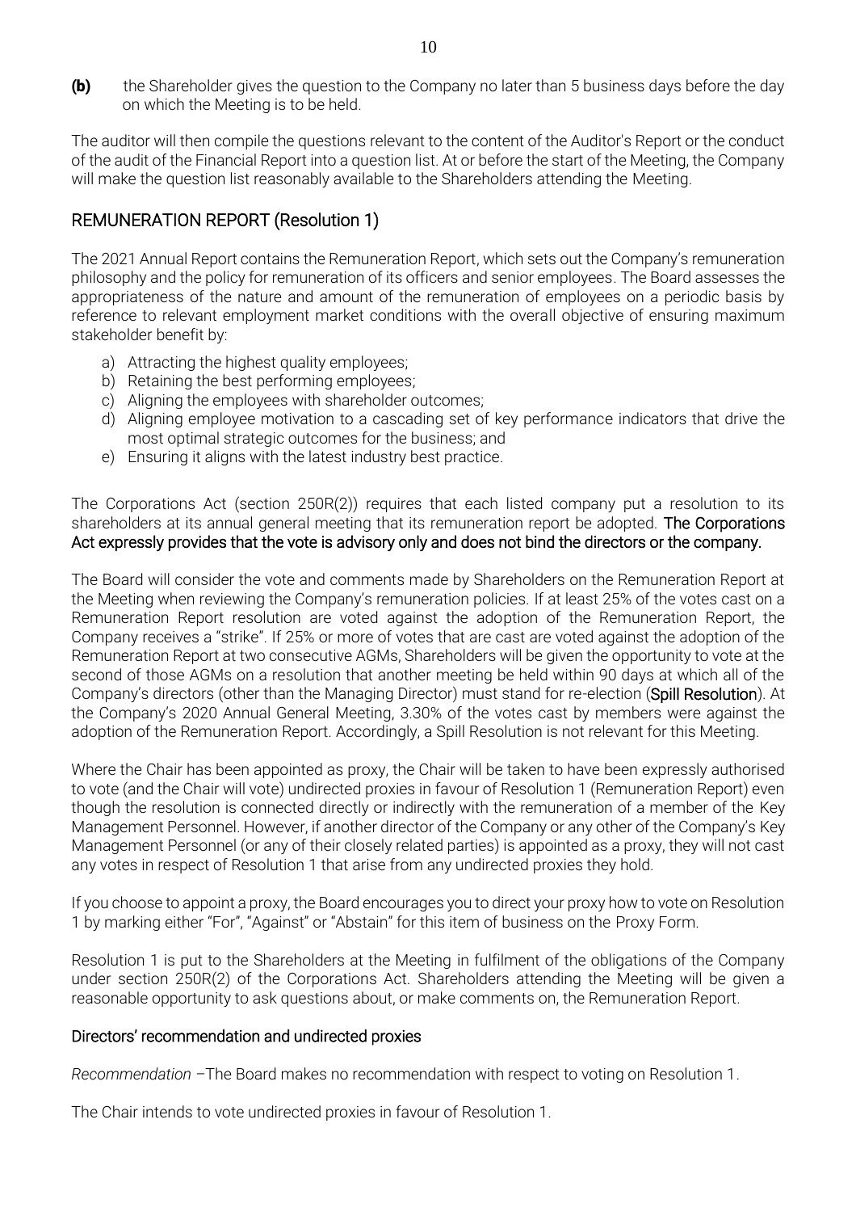**(b)** the Shareholder gives the question to the Company no later than 5 business days before the day on which the Meeting is to be held.

The auditor will then compile the questions relevant to the content of the Auditor's Report or the conduct of the audit of the Financial Report into a question list. At or before the start of the Meeting, the Company will make the question list reasonably available to the Shareholders attending the Meeting.

## REMUNERATION REPORT (Resolution 1)

The 2021 Annual Report contains the Remuneration Report, which sets out the Company's remuneration philosophy and the policy for remuneration of its officers and senior employees. The Board assesses the appropriateness of the nature and amount of the remuneration of employees on a periodic basis by reference to relevant employment market conditions with the overall objective of ensuring maximum stakeholder benefit by:

a) Attracting the highest quality employees;
b) Retaining the best performing employees;
c) Aligning the employees with shareholder outcomes;
d) Aligning employee motivation to a cascading set of key performance indicators that drive the most optimal strategic outcomes for the business; and
e) Ensuring it aligns with the latest industry best practice.

The Corporations Act (section 250R(2)) requires that each listed company put a resolution to its shareholders at its annual general meeting that its remuneration report be adopted. **The Corporations Act expressly provides that the vote is advisory only and does not bind the directors or the company.**

The Board will consider the vote and comments made by Shareholders on the Remuneration Report at the Meeting when reviewing the Company's remuneration policies. If at least 25% of the votes cast on a Remuneration Report resolution are voted against the adoption of the Remuneration Report, the Company receives a "strike". If 25% or more of votes that are cast are voted against the adoption of the Remuneration Report at two consecutive AGMs, Shareholders will be given the opportunity to vote at the second of those AGMs on a resolution that another meeting be held within 90 days at which all of the Company's directors (other than the Managing Director) must stand for re-election (**Spill Resolution**). At the Company's 2020 Annual General Meeting, 3.30% of the votes cast by members were against the adoption of the Remuneration Report. Accordingly, a Spill Resolution is not relevant for this Meeting.

Where the Chair has been appointed as proxy, the Chair will be taken to have been expressly authorised to vote (and the Chair will vote) undirected proxies in favour of Resolution 1 (Remuneration Report) even though the resolution is connected directly or indirectly with the remuneration of a member of the Key Management Personnel. However, if another director of the Company or any other of the Company's Key Management Personnel (or any of their closely related parties) is appointed as a proxy, they will not cast any votes in respect of Resolution 1 that arise from any undirected proxies they hold.

If you choose to appoint a proxy, the Board encourages you to direct your proxy how to vote on Resolution 1 by marking either "For", "Against" or "Abstain" for this item of business on the Proxy Form.

Resolution 1 is put to the Shareholders at the Meeting in fulfilment of the obligations of the Company under section 250R(2) of the Corporations Act. Shareholders attending the Meeting will be given a reasonable opportunity to ask questions about, or make comments on, the Remuneration Report.

### Directors' recommendation and undirected proxies

*Recommendation* –The Board makes no recommendation with respect to voting on Resolution 1.

The Chair intends to vote undirected proxies in favour of Resolution 1.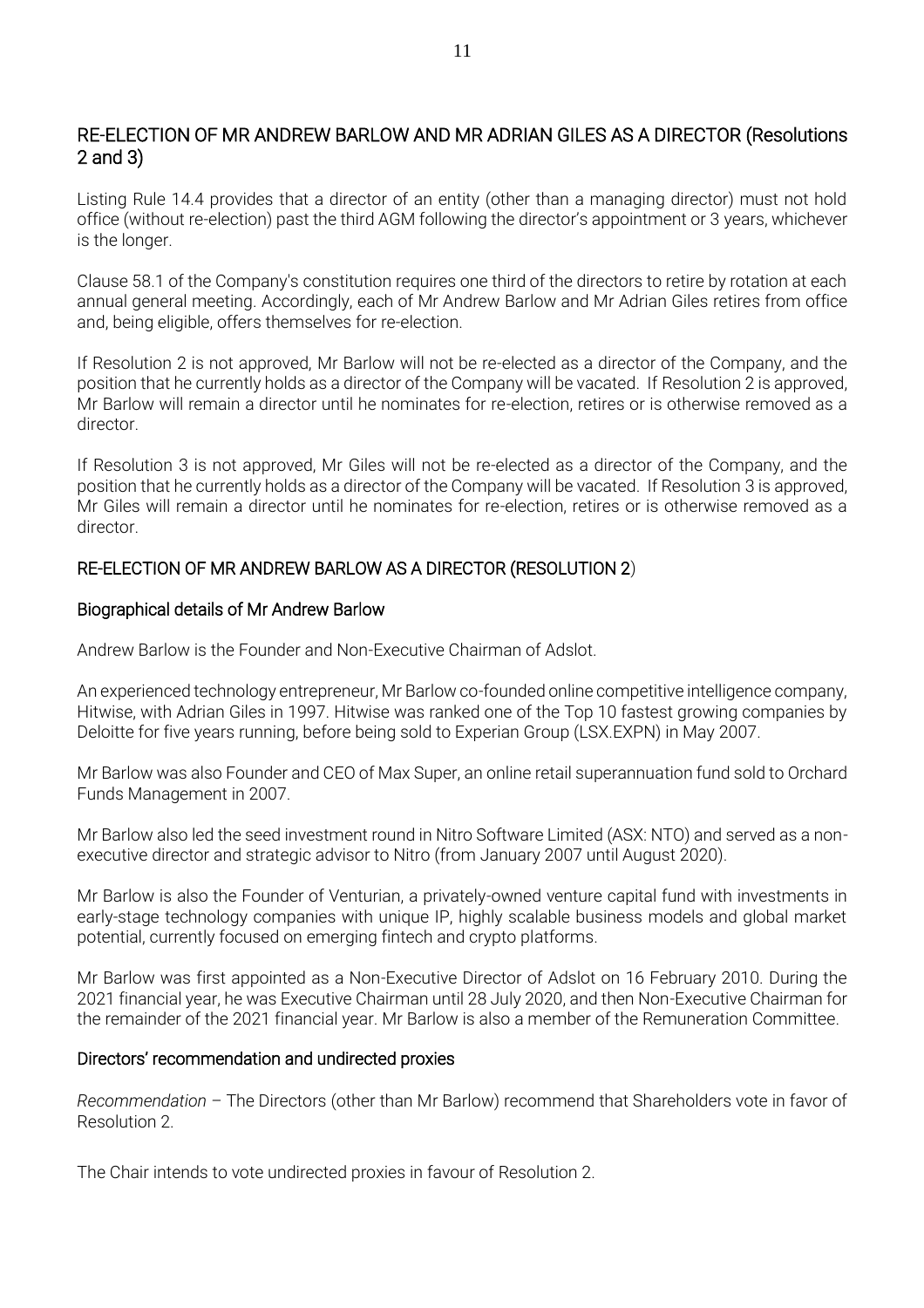## RE-ELECTION OF MR ANDREW BARLOW AND MR ADRIAN GILES AS A DIRECTOR (Resolutions 2 and 3)

Listing Rule 14.4 provides that a director of an entity (other than a managing director) must not hold office (without re-election) past the third AGM following the director's appointment or 3 years, whichever is the longer.

Clause 58.1 of the Company's constitution requires one third of the directors to retire by rotation at each annual general meeting. Accordingly, each of Mr Andrew Barlow and Mr Adrian Giles retires from office and, being eligible, offers themselves for re-election.

If Resolution 2 is not approved, Mr Barlow will not be re-elected as a director of the Company, and the position that he currently holds as a director of the Company will be vacated. If Resolution 2 is approved, Mr Barlow will remain a director until he nominates for re-election, retires or is otherwise removed as a director.

If Resolution 3 is not approved, Mr Giles will not be re-elected as a director of the Company, and the position that he currently holds as a director of the Company will be vacated. If Resolution 3 is approved, Mr Giles will remain a director until he nominates for re-election, retires or is otherwise removed as a director.

### RE-ELECTION OF MR ANDREW BARLOW AS A DIRECTOR (RESOLUTION 2)

#### Biographical details of Mr Andrew Barlow

Andrew Barlow is the Founder and Non-Executive Chairman of Adslot.

An experienced technology entrepreneur, Mr Barlow co-founded online competitive intelligence company, Hitwise, with Adrian Giles in 1997. Hitwise was ranked one of the Top 10 fastest growing companies by Deloitte for five years running, before being sold to Experian Group (LSX.EXPN) in May 2007.

Mr Barlow was also Founder and CEO of Max Super, an online retail superannuation fund sold to Orchard Funds Management in 2007.

Mr Barlow also led the seed investment round in Nitro Software Limited (ASX: NTO) and served as a non-executive director and strategic advisor to Nitro (from January 2007 until August 2020).

Mr Barlow is also the Founder of Venturian, a privately-owned venture capital fund with investments in early-stage technology companies with unique IP, highly scalable business models and global market potential, currently focused on emerging fintech and crypto platforms.

Mr Barlow was first appointed as a Non-Executive Director of Adslot on 16 February 2010. During the 2021 financial year, he was Executive Chairman until 28 July 2020, and then Non-Executive Chairman for the remainder of the 2021 financial year. Mr Barlow is also a member of the Remuneration Committee.

#### Directors' recommendation and undirected proxies

*Recommendation* – The Directors (other than Mr Barlow) recommend that Shareholders vote in favor of Resolution 2.

The Chair intends to vote undirected proxies in favour of Resolution 2.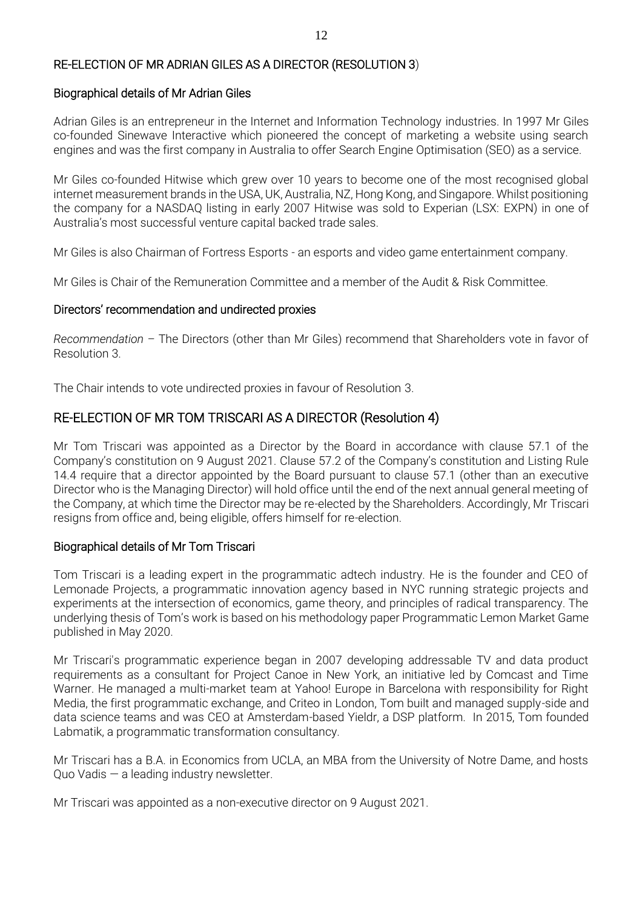## RE-ELECTION OF MR ADRIAN GILES AS A DIRECTOR (RESOLUTION 3)

### Biographical details of Mr Adrian Giles

Adrian Giles is an entrepreneur in the Internet and Information Technology industries. In 1997 Mr Giles co-founded Sinewave Interactive which pioneered the concept of marketing a website using search engines and was the first company in Australia to offer Search Engine Optimisation (SEO) as a service.

Mr Giles co-founded Hitwise which grew over 10 years to become one of the most recognised global internet measurement brands in the USA, UK, Australia, NZ, Hong Kong, and Singapore. Whilst positioning the company for a NASDAQ listing in early 2007 Hitwise was sold to Experian (LSX: EXPN) in one of Australia's most successful venture capital backed trade sales.

Mr Giles is also Chairman of Fortress Esports - an esports and video game entertainment company.

Mr Giles is Chair of the Remuneration Committee and a member of the Audit & Risk Committee.

### Directors' recommendation and undirected proxies

*Recommendation* – The Directors (other than Mr Giles) recommend that Shareholders vote in favor of Resolution 3.

The Chair intends to vote undirected proxies in favour of Resolution 3.

## RE-ELECTION OF MR TOM TRISCARI AS A DIRECTOR (Resolution 4)

Mr Tom Triscari was appointed as a Director by the Board in accordance with clause 57.1 of the Company's constitution on 9 August 2021. Clause 57.2 of the Company's constitution and Listing Rule 14.4 require that a director appointed by the Board pursuant to clause 57.1 (other than an executive Director who is the Managing Director) will hold office until the end of the next annual general meeting of the Company, at which time the Director may be re-elected by the Shareholders. Accordingly, Mr Triscari resigns from office and, being eligible, offers himself for re-election.

### Biographical details of Mr Tom Triscari

Tom Triscari is a leading expert in the programmatic adtech industry. He is the founder and CEO of Lemonade Projects, a programmatic innovation agency based in NYC running strategic projects and experiments at the intersection of economics, game theory, and principles of radical transparency. The underlying thesis of Tom's work is based on his methodology paper Programmatic Lemon Market Game published in May 2020.

Mr Triscari's programmatic experience began in 2007 developing addressable TV and data product requirements as a consultant for Project Canoe in New York, an initiative led by Comcast and Time Warner. He managed a multi-market team at Yahoo! Europe in Barcelona with responsibility for Right Media, the first programmatic exchange, and Criteo in London, Tom built and managed supply-side and data science teams and was CEO at Amsterdam-based Yieldr, a DSP platform. In 2015, Tom founded Labmatik, a programmatic transformation consultancy.

Mr Triscari has a B.A. in Economics from UCLA, an MBA from the University of Notre Dame, and hosts Quo Vadis — a leading industry newsletter.

Mr Triscari was appointed as a non-executive director on 9 August 2021.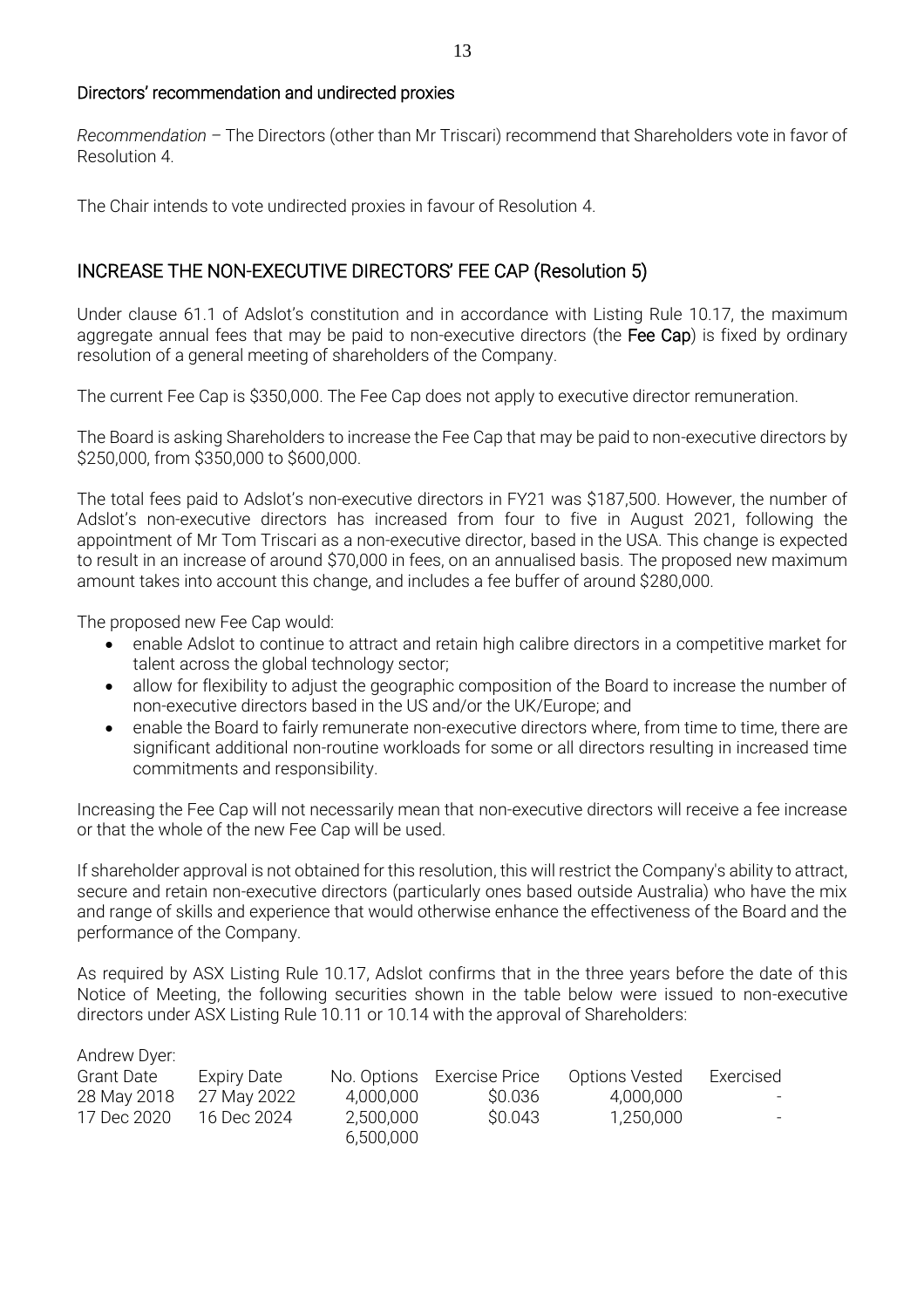### Directors' recommendation and undirected proxies

*Recommendation* – The Directors (other than Mr Triscari) recommend that Shareholders vote in favor of Resolution 4.

The Chair intends to vote undirected proxies in favour of Resolution 4.

## INCREASE THE NON-EXECUTIVE DIRECTORS' FEE CAP (Resolution 5)

Under clause 61.1 of Adslot's constitution and in accordance with Listing Rule 10.17, the maximum aggregate annual fees that may be paid to non-executive directors (the **Fee Cap**) is fixed by ordinary resolution of a general meeting of shareholders of the Company.

The current Fee Cap is $350,000. The Fee Cap does not apply to executive director remuneration.

The Board is asking Shareholders to increase the Fee Cap that may be paid to non-executive directors by $250,000, from $350,000 to $600,000.

The total fees paid to Adslot's non-executive directors in FY21 was $187,500. However, the number of Adslot's non-executive directors has increased from four to five in August 2021, following the appointment of Mr Tom Triscari as a non-executive director, based in the USA. This change is expected to result in an increase of around $70,000 in fees, on an annualised basis. The proposed new maximum amount takes into account this change, and includes a fee buffer of around $280,000.

The proposed new Fee Cap would:

- enable Adslot to continue to attract and retain high calibre directors in a competitive market for talent across the global technology sector;
- allow for flexibility to adjust the geographic composition of the Board to increase the number of non-executive directors based in the US and/or the UK/Europe; and
- enable the Board to fairly remunerate non-executive directors where, from time to time, there are significant additional non-routine workloads for some or all directors resulting in increased time commitments and responsibility.

Increasing the Fee Cap will not necessarily mean that non-executive directors will receive a fee increase or that the whole of the new Fee Cap will be used.

If shareholder approval is not obtained for this resolution, this will restrict the Company's ability to attract, secure and retain non-executive directors (particularly ones based outside Australia) who have the mix and range of skills and experience that would otherwise enhance the effectiveness of the Board and the performance of the Company.

As required by ASX Listing Rule 10.17, Adslot confirms that in the three years before the date of this Notice of Meeting, the following securities shown in the table below were issued to non-executive directors under ASX Listing Rule 10.11 or 10.14 with the approval of Shareholders:

Andrew Dyer:

| Grant Date | Expiry Date | No. Options | Exercise Price | Options Vested | Exercised |
|---|---|---|---|---|---|
| 28 May 2018 | 27 May 2022 | 4,000,000 | $0.036 | 4,000,000 | - |
| 17 Dec 2020 | 16 Dec 2024 | 2,500,000 | $0.043 | 1,250,000 | - |
| | | 6,500,000 | | | |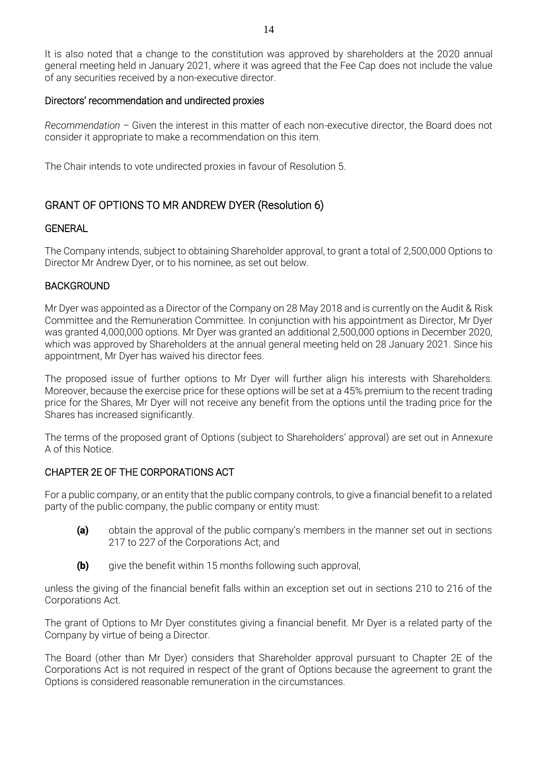It is also noted that a change to the constitution was approved by shareholders at the 2020 annual general meeting held in January 2021, where it was agreed that the Fee Cap does not include the value of any securities received by a non-executive director.

### Directors' recommendation and undirected proxies

*Recommendation* – Given the interest in this matter of each non-executive director, the Board does not consider it appropriate to make a recommendation on this item.

The Chair intends to vote undirected proxies in favour of Resolution 5.

## GRANT OF OPTIONS TO MR ANDREW DYER (Resolution 6)

### GENERAL

The Company intends, subject to obtaining Shareholder approval, to grant a total of 2,500,000 Options to Director Mr Andrew Dyer, or to his nominee, as set out below.

### BACKGROUND

Mr Dyer was appointed as a Director of the Company on 28 May 2018 and is currently on the Audit & Risk Committee and the Remuneration Committee. In conjunction with his appointment as Director, Mr Dyer was granted 4,000,000 options. Mr Dyer was granted an additional 2,500,000 options in December 2020, which was approved by Shareholders at the annual general meeting held on 28 January 2021. Since his appointment, Mr Dyer has waived his director fees.

The proposed issue of further options to Mr Dyer will further align his interests with Shareholders. Moreover, because the exercise price for these options will be set at a 45% premium to the recent trading price for the Shares, Mr Dyer will not receive any benefit from the options until the trading price for the Shares has increased significantly.

The terms of the proposed grant of Options (subject to Shareholders' approval) are set out in Annexure A of this Notice.

### CHAPTER 2E OF THE CORPORATIONS ACT

For a public company, or an entity that the public company controls, to give a financial benefit to a related party of the public company, the public company or entity must:

- **(a)** obtain the approval of the public company's members in the manner set out in sections 217 to 227 of the Corporations Act; and
- **(b)** give the benefit within 15 months following such approval,

unless the giving of the financial benefit falls within an exception set out in sections 210 to 216 of the Corporations Act.

The grant of Options to Mr Dyer constitutes giving a financial benefit. Mr Dyer is a related party of the Company by virtue of being a Director.

The Board (other than Mr Dyer) considers that Shareholder approval pursuant to Chapter 2E of the Corporations Act is not required in respect of the grant of Options because the agreement to grant the Options is considered reasonable remuneration in the circumstances.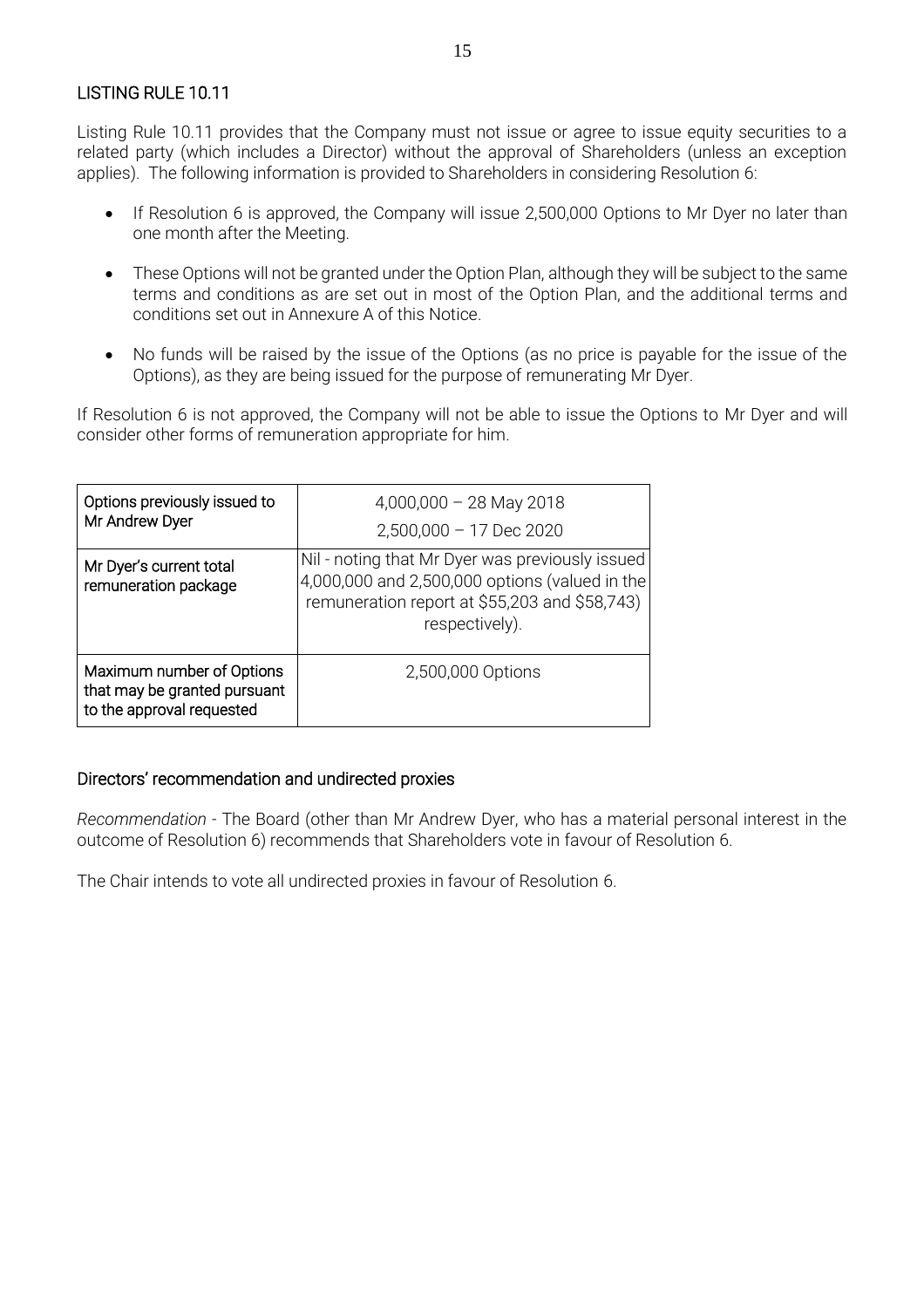## LISTING RULE 10.11

Listing Rule 10.11 provides that the Company must not issue or agree to issue equity securities to a related party (which includes a Director) without the approval of Shareholders (unless an exception applies). The following information is provided to Shareholders in considering Resolution 6:

- If Resolution 6 is approved, the Company will issue 2,500,000 Options to Mr Dyer no later than one month after the Meeting.
- These Options will not be granted under the Option Plan, although they will be subject to the same terms and conditions as are set out in most of the Option Plan, and the additional terms and conditions set out in Annexure A of this Notice.
- No funds will be raised by the issue of the Options (as no price is payable for the issue of the Options), as they are being issued for the purpose of remunerating Mr Dyer.

If Resolution 6 is not approved, the Company will not be able to issue the Options to Mr Dyer and will consider other forms of remuneration appropriate for him.

| | |
|---|---|
| Options previously issued to Mr Andrew Dyer | 4,000,000 – 28 May 2018<br>2,500,000 – 17 Dec 2020 |
| Mr Dyer's current total remuneration package | Nil - noting that Mr Dyer was previously issued 4,000,000 and 2,500,000 options (valued in the remuneration report at $55,203 and $58,743) respectively). |
| Maximum number of Options that may be granted pursuant to the approval requested | 2,500,000 Options |

## Directors' recommendation and undirected proxies

*Recommendation* - The Board (other than Mr Andrew Dyer, who has a material personal interest in the outcome of Resolution 6) recommends that Shareholders vote in favour of Resolution 6.

The Chair intends to vote all undirected proxies in favour of Resolution 6.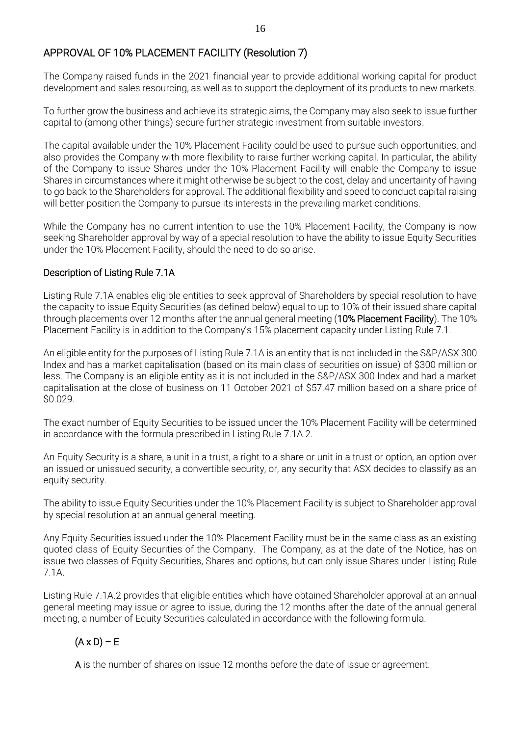## APPROVAL OF 10% PLACEMENT FACILITY (Resolution 7)

The Company raised funds in the 2021 financial year to provide additional working capital for product development and sales resourcing, as well as to support the deployment of its products to new markets.

To further grow the business and achieve its strategic aims, the Company may also seek to issue further capital to (among other things) secure further strategic investment from suitable investors.

The capital available under the 10% Placement Facility could be used to pursue such opportunities, and also provides the Company with more flexibility to raise further working capital. In particular, the ability of the Company to issue Shares under the 10% Placement Facility will enable the Company to issue Shares in circumstances where it might otherwise be subject to the cost, delay and uncertainty of having to go back to the Shareholders for approval. The additional flexibility and speed to conduct capital raising will better position the Company to pursue its interests in the prevailing market conditions.

While the Company has no current intention to use the 10% Placement Facility, the Company is now seeking Shareholder approval by way of a special resolution to have the ability to issue Equity Securities under the 10% Placement Facility, should the need to do so arise.

### Description of Listing Rule 7.1A

Listing Rule 7.1A enables eligible entities to seek approval of Shareholders by special resolution to have the capacity to issue Equity Securities (as defined below) equal to up to 10% of their issued share capital through placements over 12 months after the annual general meeting (**10% Placement Facility**). The 10% Placement Facility is in addition to the Company's 15% placement capacity under Listing Rule 7.1.

An eligible entity for the purposes of Listing Rule 7.1A is an entity that is not included in the S&P/ASX 300 Index and has a market capitalisation (based on its main class of securities on issue) of $300 million or less. The Company is an eligible entity as it is not included in the S&P/ASX 300 Index and had a market capitalisation at the close of business on 11 October 2021 of $57.47 million based on a share price of $0.029.

The exact number of Equity Securities to be issued under the 10% Placement Facility will be determined in accordance with the formula prescribed in Listing Rule 7.1A.2.

An Equity Security is a share, a unit in a trust, a right to a share or unit in a trust or option, an option over an issued or unissued security, a convertible security, or, any security that ASX decides to classify as an equity security.

The ability to issue Equity Securities under the 10% Placement Facility is subject to Shareholder approval by special resolution at an annual general meeting.

Any Equity Securities issued under the 10% Placement Facility must be in the same class as an existing quoted class of Equity Securities of the Company. The Company, as at the date of the Notice, has on issue two classes of Equity Securities, Shares and options, but can only issue Shares under Listing Rule 7.1A.

Listing Rule 7.1A.2 provides that eligible entities which have obtained Shareholder approval at an annual general meeting may issue or agree to issue, during the 12 months after the date of the annual general meeting, a number of Equity Securities calculated in accordance with the following formula:

$$(A \times D) - E$$

**A** is the number of shares on issue 12 months before the date of issue or agreement: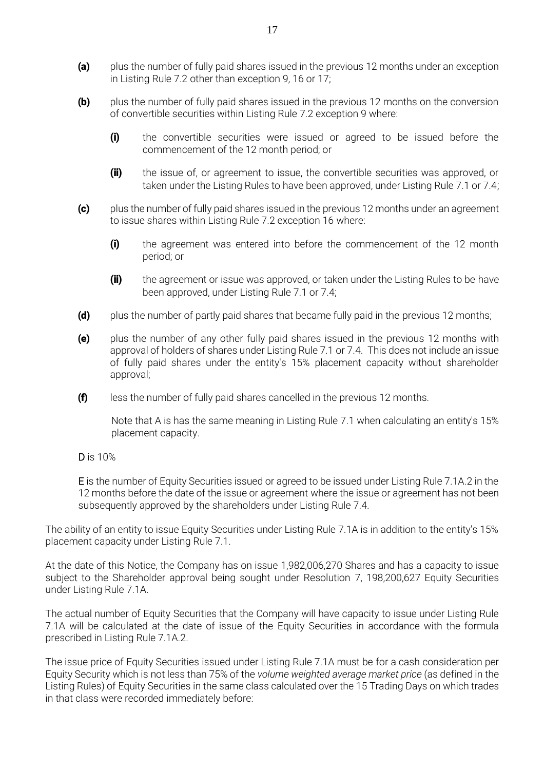**(a)** plus the number of fully paid shares issued in the previous 12 months under an exception in Listing Rule 7.2 other than exception 9, 16 or 17;

**(b)** plus the number of fully paid shares issued in the previous 12 months on the conversion of convertible securities within Listing Rule 7.2 exception 9 where:

   **(i)** the convertible securities were issued or agreed to be issued before the commencement of the 12 month period; or

   **(ii)** the issue of, or agreement to issue, the convertible securities was approved, or taken under the Listing Rules to have been approved, under Listing Rule 7.1 or 7.4;

**(c)** plus the number of fully paid shares issued in the previous 12 months under an agreement to issue shares within Listing Rule 7.2 exception 16 where:

   **(i)** the agreement was entered into before the commencement of the 12 month period; or

   **(ii)** the agreement or issue was approved, or taken under the Listing Rules to be have been approved, under Listing Rule 7.1 or 7.4;

**(d)** plus the number of partly paid shares that became fully paid in the previous 12 months;

**(e)** plus the number of any other fully paid shares issued in the previous 12 months with approval of holders of shares under Listing Rule 7.1 or 7.4. This does not include an issue of fully paid shares under the entity's 15% placement capacity without shareholder approval;

**(f)** less the number of fully paid shares cancelled in the previous 12 months.

Note that A is has the same meaning in Listing Rule 7.1 when calculating an entity's 15% placement capacity.

**D** is 10%

**E** is the number of Equity Securities issued or agreed to be issued under Listing Rule 7.1A.2 in the 12 months before the date of the issue or agreement where the issue or agreement has not been subsequently approved by the shareholders under Listing Rule 7.4.

The ability of an entity to issue Equity Securities under Listing Rule 7.1A is in addition to the entity's 15% placement capacity under Listing Rule 7.1.

At the date of this Notice, the Company has on issue 1,982,006,270 Shares and has a capacity to issue subject to the Shareholder approval being sought under Resolution 7, 198,200,627 Equity Securities under Listing Rule 7.1A.

The actual number of Equity Securities that the Company will have capacity to issue under Listing Rule 7.1A will be calculated at the date of issue of the Equity Securities in accordance with the formula prescribed in Listing Rule 7.1A.2.

The issue price of Equity Securities issued under Listing Rule 7.1A must be for a cash consideration per Equity Security which is not less than 75% of the *volume weighted average market price* (as defined in the Listing Rules) of Equity Securities in the same class calculated over the 15 Trading Days on which trades in that class were recorded immediately before: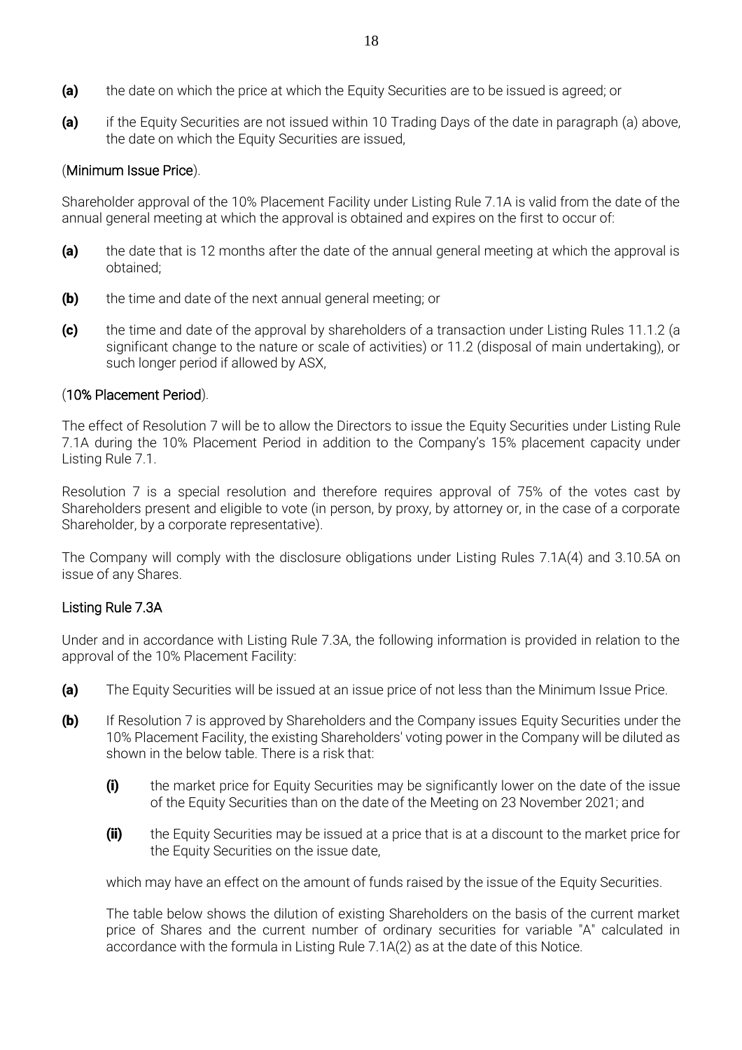**(a)** the date on which the price at which the Equity Securities are to be issued is agreed; or

**(a)** if the Equity Securities are not issued within 10 Trading Days of the date in paragraph (a) above, the date on which the Equity Securities are issued,

(**Minimum Issue Price**).

Shareholder approval of the 10% Placement Facility under Listing Rule 7.1A is valid from the date of the annual general meeting at which the approval is obtained and expires on the first to occur of:

**(a)** the date that is 12 months after the date of the annual general meeting at which the approval is obtained;

**(b)** the time and date of the next annual general meeting; or

**(c)** the time and date of the approval by shareholders of a transaction under Listing Rules 11.1.2 (a significant change to the nature or scale of activities) or 11.2 (disposal of main undertaking), or such longer period if allowed by ASX,

(**10% Placement Period**).

The effect of Resolution 7 will be to allow the Directors to issue the Equity Securities under Listing Rule 7.1A during the 10% Placement Period in addition to the Company's 15% placement capacity under Listing Rule 7.1.

Resolution 7 is a special resolution and therefore requires approval of 75% of the votes cast by Shareholders present and eligible to vote (in person, by proxy, by attorney or, in the case of a corporate Shareholder, by a corporate representative).

The Company will comply with the disclosure obligations under Listing Rules 7.1A(4) and 3.10.5A on issue of any Shares.

## Listing Rule 7.3A

Under and in accordance with Listing Rule 7.3A, the following information is provided in relation to the approval of the 10% Placement Facility:

**(a)** The Equity Securities will be issued at an issue price of not less than the Minimum Issue Price.

**(b)** If Resolution 7 is approved by Shareholders and the Company issues Equity Securities under the 10% Placement Facility, the existing Shareholders' voting power in the Company will be diluted as shown in the below table. There is a risk that:

  **(i)** the market price for Equity Securities may be significantly lower on the date of the issue of the Equity Securities than on the date of the Meeting on 23 November 2021; and

  **(ii)** the Equity Securities may be issued at a price that is at a discount to the market price for the Equity Securities on the issue date,

  which may have an effect on the amount of funds raised by the issue of the Equity Securities.

  The table below shows the dilution of existing Shareholders on the basis of the current market price of Shares and the current number of ordinary securities for variable "A" calculated in accordance with the formula in Listing Rule 7.1A(2) as at the date of this Notice.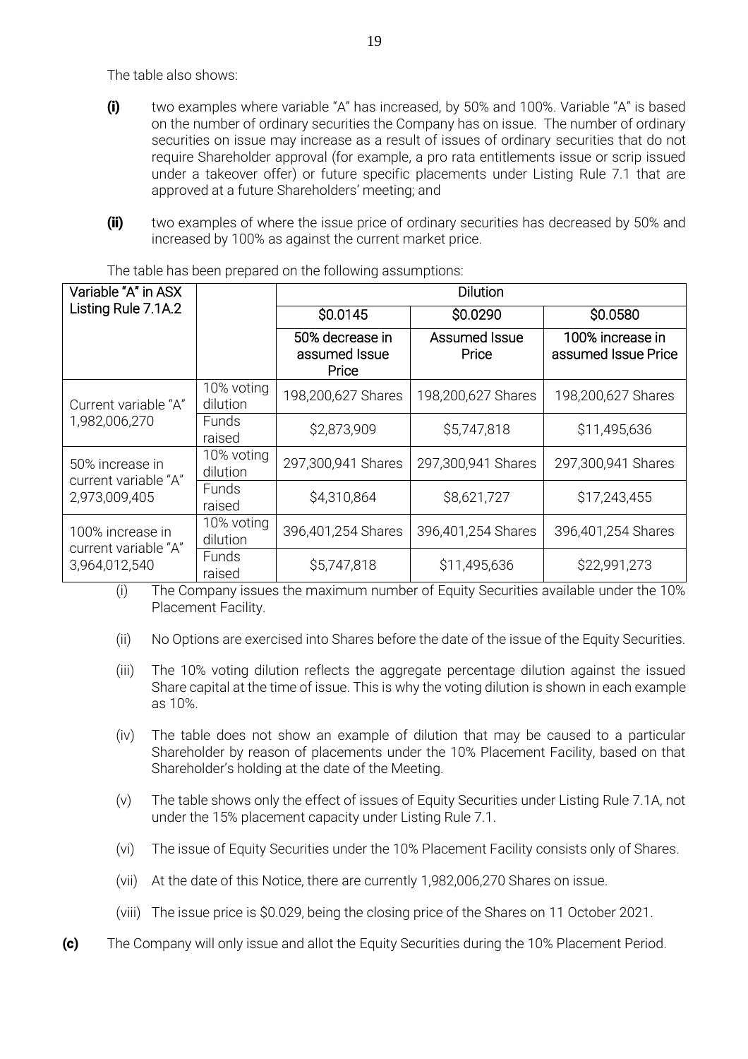The table also shows:

**(i)** two examples where variable "A" has increased, by 50% and 100%. Variable "A" is based on the number of ordinary securities the Company has on issue. The number of ordinary securities on issue may increase as a result of issues of ordinary securities that do not require Shareholder approval (for example, a pro rata entitlements issue or scrip issued under a takeover offer) or future specific placements under Listing Rule 7.1 that are approved at a future Shareholders' meeting; and

**(ii)** two examples of where the issue price of ordinary securities has decreased by 50% and increased by 100% as against the current market price.

The table has been prepared on the following assumptions:

| Variable "A" in ASX Listing Rule 7.1A.2 | | Dilution | | |
|---|---|---|---|---|
| | | \$0.0145 | \$0.0290 | \$0.0580 |
| | | 50% decrease in assumed Issue Price | Assumed Issue Price | 100% increase in assumed Issue Price |
| Current variable "A" 1,982,006,270 | 10% voting dilution | 198,200,627 Shares | 198,200,627 Shares | 198,200,627 Shares |
| | Funds raised | \$2,873,909 | \$5,747,818 | \$11,495,636 |
| 50% increase in current variable "A" 2,973,009,405 | 10% voting dilution | 297,300,941 Shares | 297,300,941 Shares | 297,300,941 Shares |
| | Funds raised | \$4,310,864 | \$8,621,727 | \$17,243,455 |
| 100% increase in current variable "A" 3,964,012,540 | 10% voting dilution | 396,401,254 Shares | 396,401,254 Shares | 396,401,254 Shares |
| | Funds raised | \$5,747,818 | \$11,495,636 | \$22,991,273 |

(i) The Company issues the maximum number of Equity Securities available under the 10% Placement Facility.

(ii) No Options are exercised into Shares before the date of the issue of the Equity Securities.

(iii) The 10% voting dilution reflects the aggregate percentage dilution against the issued Share capital at the time of issue. This is why the voting dilution is shown in each example as 10%.

(iv) The table does not show an example of dilution that may be caused to a particular Shareholder by reason of placements under the 10% Placement Facility, based on that Shareholder's holding at the date of the Meeting.

(v) The table shows only the effect of issues of Equity Securities under Listing Rule 7.1A, not under the 15% placement capacity under Listing Rule 7.1.

(vi) The issue of Equity Securities under the 10% Placement Facility consists only of Shares.

(vii) At the date of this Notice, there are currently 1,982,006,270 Shares on issue.

(viii) The issue price is \$0.029, being the closing price of the Shares on 11 October 2021.

**(c)** The Company will only issue and allot the Equity Securities during the 10% Placement Period.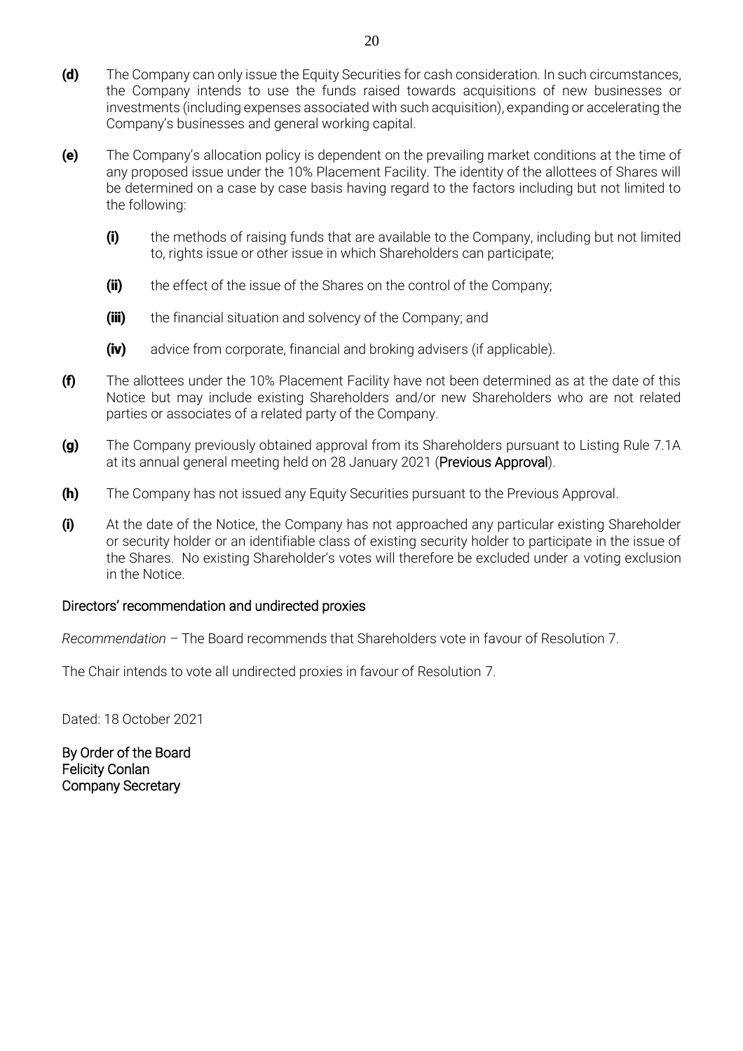**(d)** The Company can only issue the Equity Securities for cash consideration. In such circumstances, the Company intends to use the funds raised towards acquisitions of new businesses or investments (including expenses associated with such acquisition), expanding or accelerating the Company's businesses and general working capital.

**(e)** The Company's allocation policy is dependent on the prevailing market conditions at the time of any proposed issue under the 10% Placement Facility. The identity of the allottees of Shares will be determined on a case by case basis having regard to the factors including but not limited to the following:

- **(i)** the methods of raising funds that are available to the Company, including but not limited to, rights issue or other issue in which Shareholders can participate;
- **(ii)** the effect of the issue of the Shares on the control of the Company;
- **(iii)** the financial situation and solvency of the Company; and
- **(iv)** advice from corporate, financial and broking advisers (if applicable).

**(f)** The allottees under the 10% Placement Facility have not been determined as at the date of this Notice but may include existing Shareholders and/or new Shareholders who are not related parties or associates of a related party of the Company.

**(g)** The Company previously obtained approval from its Shareholders pursuant to Listing Rule 7.1A at its annual general meeting held on 28 January 2021 (**Previous Approval**).

**(h)** The Company has not issued any Equity Securities pursuant to the Previous Approval.

**(i)** At the date of the Notice, the Company has not approached any particular existing Shareholder or security holder or an identifiable class of existing security holder to participate in the issue of the Shares. No existing Shareholder's votes will therefore be excluded under a voting exclusion in the Notice.

## Directors' recommendation and undirected proxies

*Recommendation* – The Board recommends that Shareholders vote in favour of Resolution 7.

The Chair intends to vote all undirected proxies in favour of Resolution 7.

Dated: 18 October 2021

By Order of the Board
Felicity Conlan
Company Secretary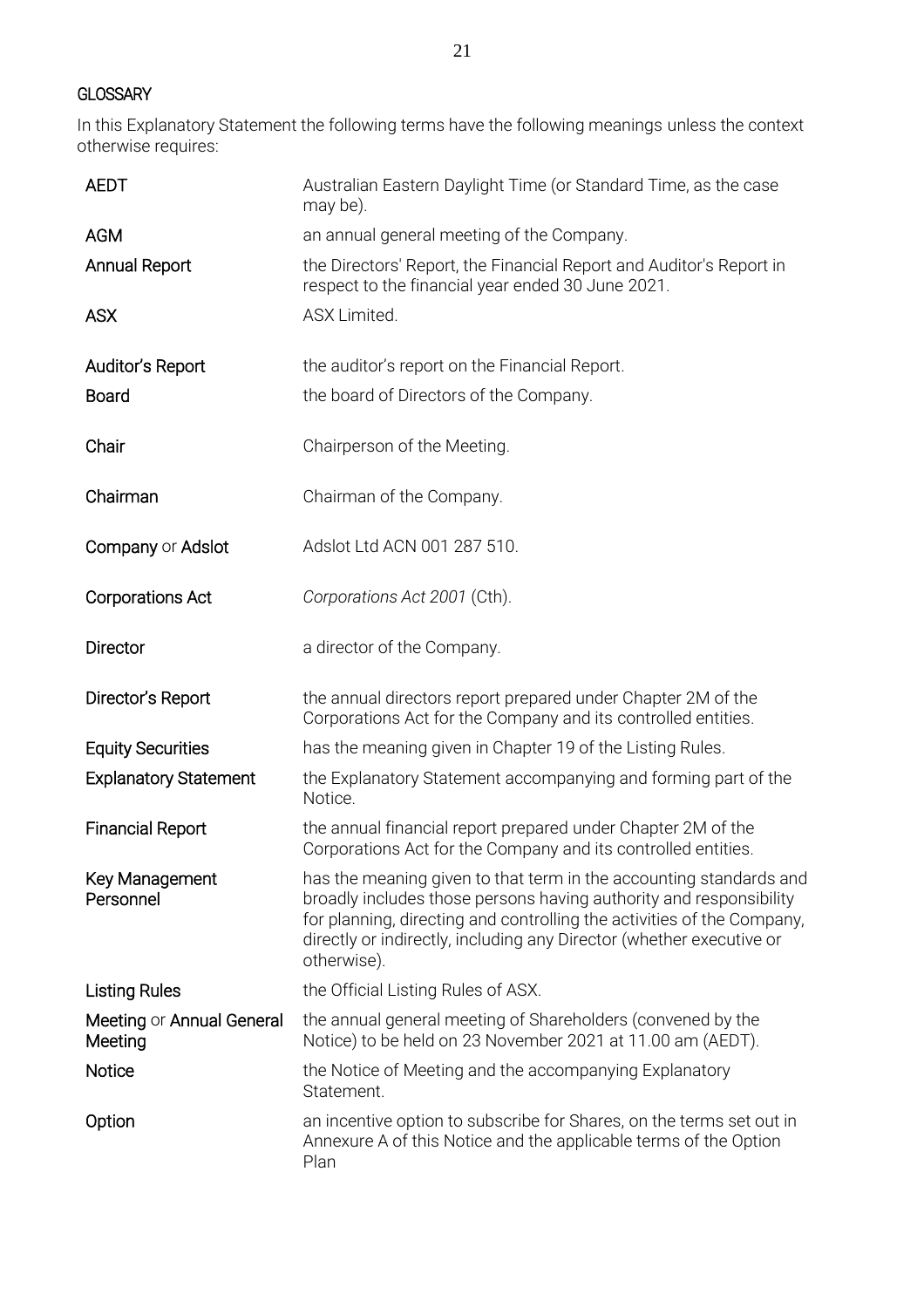## GLOSSARY

In this Explanatory Statement the following terms have the following meanings unless the context otherwise requires:

| | |
|---|---|
| **AEDT** | Australian Eastern Daylight Time (or Standard Time, as the case may be). |
| **AGM** | an annual general meeting of the Company. |
| **Annual Report** | the Directors' Report, the Financial Report and Auditor's Report in respect to the financial year ended 30 June 2021. |
| **ASX** | ASX Limited. |
| **Auditor's Report** | the auditor's report on the Financial Report. |
| **Board** | the board of Directors of the Company. |
| **Chair** | Chairperson of the Meeting. |
| **Chairman** | Chairman of the Company. |
| **Company** or **Adslot** | Adslot Ltd ACN 001 287 510. |
| **Corporations Act** | *Corporations Act 2001* (Cth). |
| **Director** | a director of the Company. |
| **Director's Report** | the annual directors report prepared under Chapter 2M of the Corporations Act for the Company and its controlled entities. |
| **Equity Securities** | has the meaning given in Chapter 19 of the Listing Rules. |
| **Explanatory Statement** | the Explanatory Statement accompanying and forming part of the Notice. |
| **Financial Report** | the annual financial report prepared under Chapter 2M of the Corporations Act for the Company and its controlled entities. |
| **Key Management Personnel** | has the meaning given to that term in the accounting standards and broadly includes those persons having authority and responsibility for planning, directing and controlling the activities of the Company, directly or indirectly, including any Director (whether executive or otherwise). |
| **Listing Rules** | the Official Listing Rules of ASX. |
| **Meeting** or **Annual General Meeting** | the annual general meeting of Shareholders (convened by the Notice) to be held on 23 November 2021 at 11.00 am (AEDT). |
| **Notice** | the Notice of Meeting and the accompanying Explanatory Statement. |
| **Option** | an incentive option to subscribe for Shares, on the terms set out in Annexure A of this Notice and the applicable terms of the Option Plan |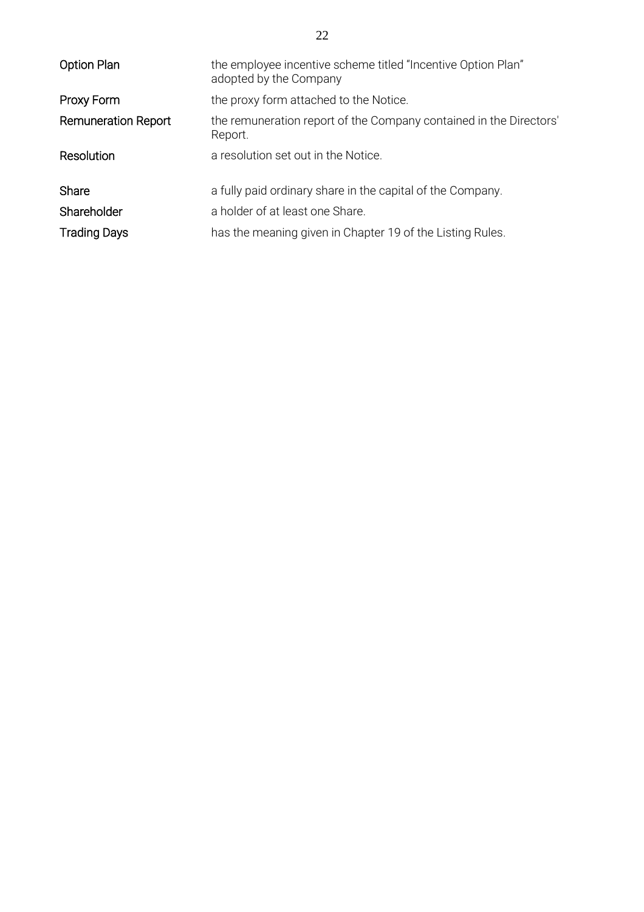| | |
|---|---|
| Option Plan | the employee incentive scheme titled "Incentive Option Plan" adopted by the Company |
| Proxy Form | the proxy form attached to the Notice. |
| Remuneration Report | the remuneration report of the Company contained in the Directors' Report. |
| Resolution | a resolution set out in the Notice. |
| Share | a fully paid ordinary share in the capital of the Company. |
| Shareholder | a holder of at least one Share. |
| Trading Days | has the meaning given in Chapter 19 of the Listing Rules. |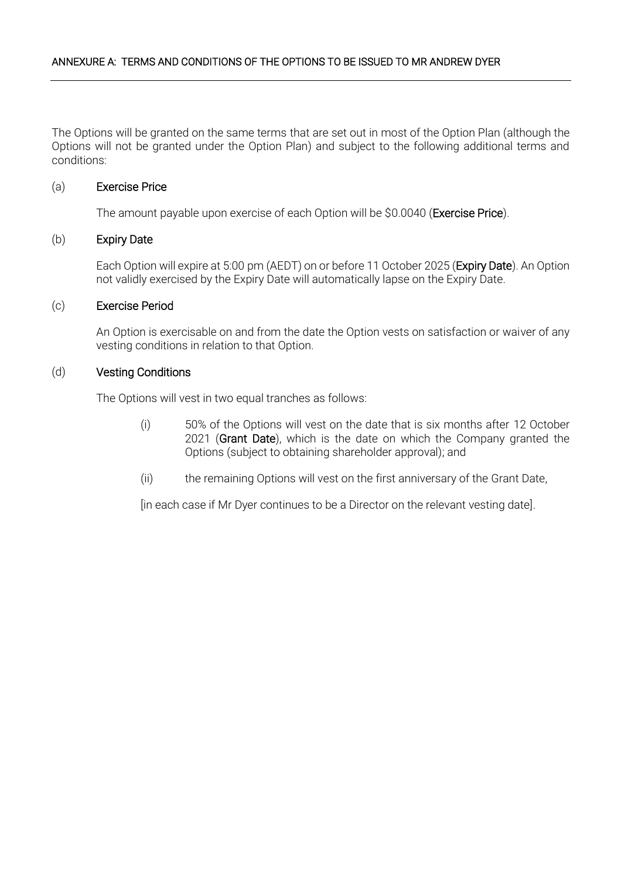## ANNEXURE A: TERMS AND CONDITIONS OF THE OPTIONS TO BE ISSUED TO MR ANDREW DYER

The Options will be granted on the same terms that are set out in most of the Option Plan (although the Options will not be granted under the Option Plan) and subject to the following additional terms and conditions:

(a) **Exercise Price**

The amount payable upon exercise of each Option will be $0.0040 (**Exercise Price**).

(b) **Expiry Date**

Each Option will expire at 5:00 pm (AEDT) on or before 11 October 2025 (**Expiry Date**). An Option not validly exercised by the Expiry Date will automatically lapse on the Expiry Date.

(c) **Exercise Period**

An Option is exercisable on and from the date the Option vests on satisfaction or waiver of any vesting conditions in relation to that Option.

(d) **Vesting Conditions**

The Options will vest in two equal tranches as follows:

(i) 50% of the Options will vest on the date that is six months after 12 October 2021 (**Grant Date**), which is the date on which the Company granted the Options (subject to obtaining shareholder approval); and

(ii) the remaining Options will vest on the first anniversary of the Grant Date,

[in each case if Mr Dyer continues to be a Director on the relevant vesting date].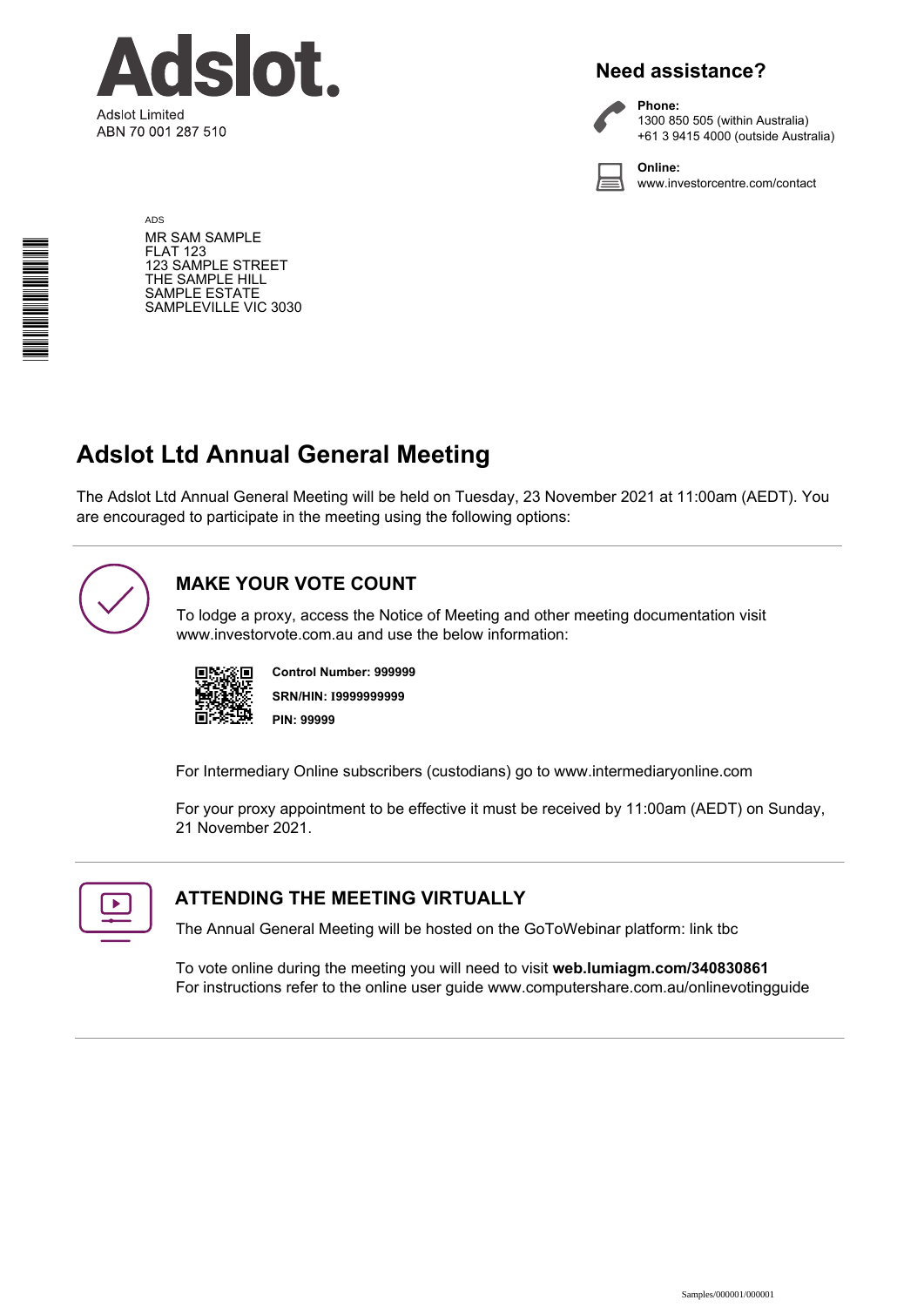Adslot.

Adslot Limited
ABN 70 001 287 510

## Need assistance?

**Phone:**
1300 850 505 (within Australia)
+61 3 9415 4000 (outside Australia)

**Online:**
www.investorcentre.com/contact

ADS
MR SAM SAMPLE
FLAT 123
123 SAMPLE STREET
THE SAMPLE HILL
SAMPLE ESTATE
SAMPLEVILLE VIC 3030

# Adslot Ltd Annual General Meeting

The Adslot Ltd Annual General Meeting will be held on Tuesday, 23 November 2021 at 11:00am (AEDT). You are encouraged to participate in the meeting using the following options:

## MAKE YOUR VOTE COUNT

To lodge a proxy, access the Notice of Meeting and other meeting documentation visit www.investorvote.com.au and use the below information:

**Control Number: 999999**

**SRN/HIN: I9999999999**

**PIN: 99999**

For Intermediary Online subscribers (custodians) go to www.intermediaryonline.com

For your proxy appointment to be effective it must be received by 11:00am (AEDT) on Sunday, 21 November 2021.

## ATTENDING THE MEETING VIRTUALLY

The Annual General Meeting will be hosted on the GoToWebinar platform: link tbc

To vote online during the meeting you will need to visit **web.lumiagm.com/340830861**
For instructions refer to the online user guide www.computershare.com.au/onlinevotingguide

Samples/000001/000001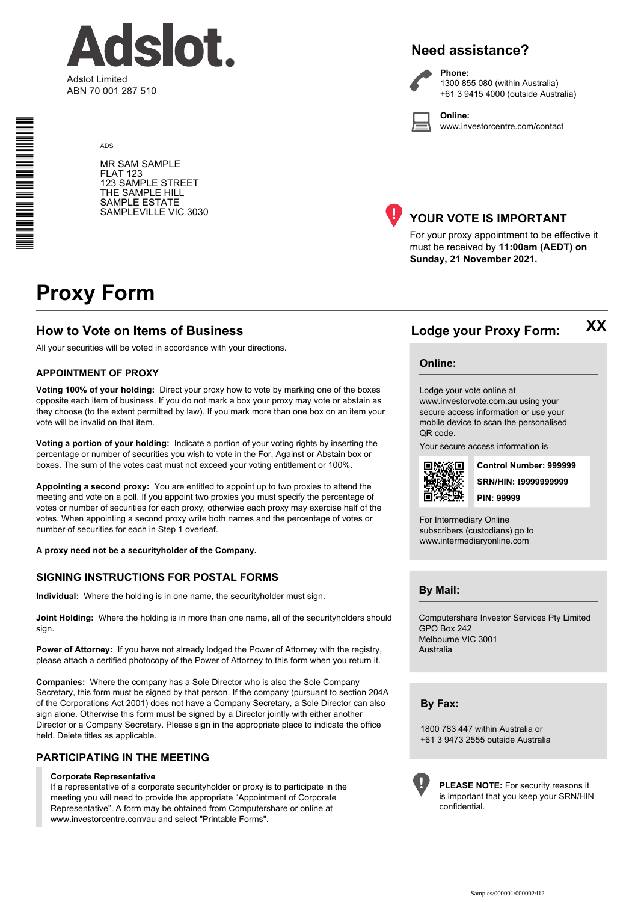# Adslot.

Adslot Limited
ABN 70 001 287 510

ADS

MR SAM SAMPLE
FLAT 123
123 SAMPLE STREET
THE SAMPLE HILL
SAMPLE ESTATE
SAMPLEVILLE VIC 3030

## Need assistance?

**Phone:**
1300 855 080 (within Australia)
+61 3 9415 4000 (outside Australia)

**Online:**
www.investorcentre.com/contact

## YOUR VOTE IS IMPORTANT

For your proxy appointment to be effective it must be received by **11:00am (AEDT) on Sunday, 21 November 2021.**

# Proxy Form

## How to Vote on Items of Business

All your securities will be voted in accordance with your directions.

### APPOINTMENT OF PROXY

**Voting 100% of your holding:** Direct your proxy how to vote by marking one of the boxes opposite each item of business. If you do not mark a box your proxy may vote or abstain as they choose (to the extent permitted by law). If you mark more than one box on an item your vote will be invalid on that item.

**Voting a portion of your holding:** Indicate a portion of your voting rights by inserting the percentage or number of securities you wish to vote in the For, Against or Abstain box or boxes. The sum of the votes cast must not exceed your voting entitlement or 100%.

**Appointing a second proxy:** You are entitled to appoint up to two proxies to attend the meeting and vote on a poll. If you appoint two proxies you must specify the percentage of votes or number of securities for each proxy, otherwise each proxy may exercise half of the votes. When appointing a second proxy write both names and the percentage of votes or number of securities for each in Step 1 overleaf.

**A proxy need not be a securityholder of the Company.**

### SIGNING INSTRUCTIONS FOR POSTAL FORMS

**Individual:** Where the holding is in one name, the securityholder must sign.

**Joint Holding:** Where the holding is in more than one name, all of the securityholders should sign.

**Power of Attorney:** If you have not already lodged the Power of Attorney with the registry, please attach a certified photocopy of the Power of Attorney to this form when you return it.

**Companies:** Where the company has a Sole Director who is also the Sole Company Secretary, this form must be signed by that person. If the company (pursuant to section 204A of the Corporations Act 2001) does not have a Company Secretary, a Sole Director can also sign alone. Otherwise this form must be signed by a Director jointly with either another Director or a Company Secretary. Please sign in the appropriate place to indicate the office held. Delete titles as applicable.

### PARTICIPATING IN THE MEETING

**Corporate Representative**
If a representative of a corporate securityholder or proxy is to participate in the meeting you will need to provide the appropriate "Appointment of Corporate Representative". A form may be obtained from Computershare or online at www.investorcentre.com/au and select "Printable Forms".

## Lodge your Proxy Form:

XX

### Online:

Lodge your vote online at www.investorvote.com.au using your secure access information or use your mobile device to scan the personalised QR code.

Your secure access information is

**Control Number: 999999**

**SRN/HIN: I9999999999**

**PIN: 99999**

For Intermediary Online subscribers (custodians) go to www.intermediaryonline.com

### By Mail:

Computershare Investor Services Pty Limited
GPO Box 242
Melbourne VIC 3001
Australia

### By Fax:

1800 783 447 within Australia or
+61 3 9473 2555 outside Australia

**PLEASE NOTE:** For security reasons it is important that you keep your SRN/HIN confidential.

Samples/000001/000002/i12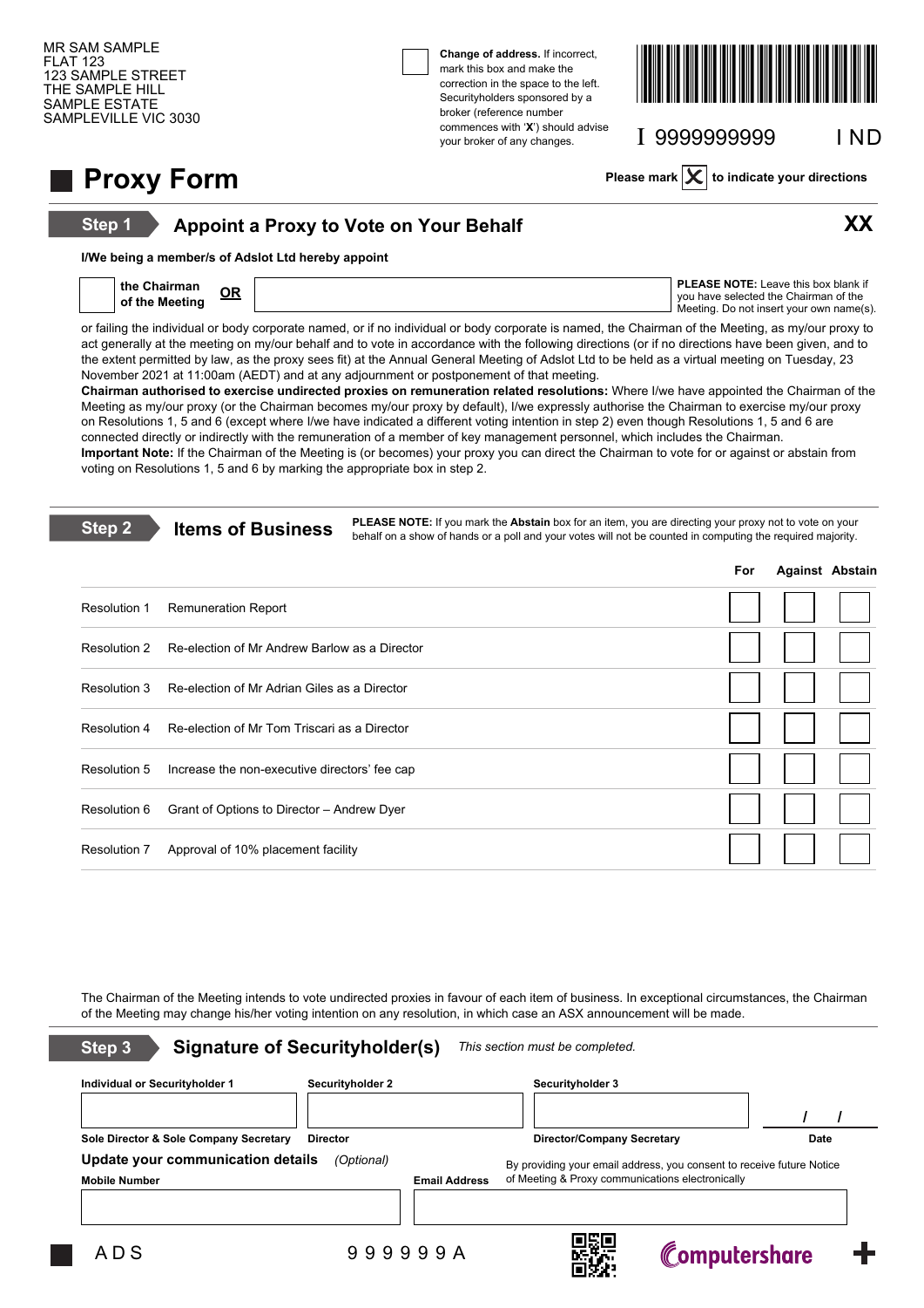MR SAM SAMPLE
FLAT 123
123 SAMPLE STREET
THE SAMPLE HILL
SAMPLE ESTATE
SAMPLEVILLE VIC 3030

☐ **Change of address.** If incorrect, mark this box and make the correction in the space to the left. Securityholders sponsored by a broker (reference number commences with '**X**') should advise your broker of any changes.

I 9999999999 IND

# Proxy Form

**Please mark ☒ to indicate your directions**

## Step 1 Appoint a Proxy to Vote on Your Behalf

**XX**

**I/We being a member/s of Adslot Ltd hereby appoint**

☐ **the Chairman of the Meeting** **OR** ________________

**PLEASE NOTE:** Leave this box blank if you have selected the Chairman of the Meeting. Do not insert your own name(s).

or failing the individual or body corporate named, or if no individual or body corporate is named, the Chairman of the Meeting, as my/our proxy to act generally at the meeting on my/our behalf and to vote in accordance with the following directions (or if no directions have been given, and to the extent permitted by law, as the proxy sees fit) at the Annual General Meeting of Adslot Ltd to be held as a virtual meeting on Tuesday, 23 November 2021 at 11:00am (AEDT) and at any adjournment or postponement of that meeting.

**Chairman authorised to exercise undirected proxies on remuneration related resolutions:** Where I/we have appointed the Chairman of the Meeting as my/our proxy (or the Chairman becomes my/our proxy by default), I/we expressly authorise the Chairman to exercise my/our proxy on Resolutions 1, 5 and 6 (except where I/we have indicated a different voting intention in step 2) even though Resolutions 1, 5 and 6 are connected directly or indirectly with the remuneration of a member of key management personnel, which includes the Chairman.

**Important Note:** If the Chairman of the Meeting is (or becomes) your proxy you can direct the Chairman to vote for or against or abstain from voting on Resolutions 1, 5 and 6 by marking the appropriate box in step 2.

## Step 2 Items of Business

**PLEASE NOTE:** If you mark the **Abstain** box for an item, you are directing your proxy not to vote on your behalf on a show of hands or a poll and your votes will not be counted in computing the required majority.

| | | For | Against | Abstain |
|---|---|---|---|---|
| Resolution 1 | Remuneration Report | ☐ | ☐ | ☐ |
| Resolution 2 | Re-election of Mr Andrew Barlow as a Director | ☐ | ☐ | ☐ |
| Resolution 3 | Re-election of Mr Adrian Giles as a Director | ☐ | ☐ | ☐ |
| Resolution 4 | Re-election of Mr Tom Triscari as a Director | ☐ | ☐ | ☐ |
| Resolution 5 | Increase the non-executive directors' fee cap | ☐ | ☐ | ☐ |
| Resolution 6 | Grant of Options to Director – Andrew Dyer | ☐ | ☐ | ☐ |
| Resolution 7 | Approval of 10% placement facility | ☐ | ☐ | ☐ |

The Chairman of the Meeting intends to vote undirected proxies in favour of each item of business. In exceptional circumstances, the Chairman of the Meeting may change his/her voting intention on any resolution, in which case an ASX announcement will be made.

## Step 3 Signature of Securityholder(s)

*This section must be completed.*

| Individual or Securityholder 1 | Securityholder 2 | Securityholder 3 | |
|---|---|---|---|
| | | | / / |
| Sole Director & Sole Company Secretary | Director | Director/Company Secretary | Date |

**Update your communication details** *(Optional)*

By providing your email address, you consent to receive future Notice of Meeting & Proxy communications electronically

| Mobile Number | Email Address |
|---|---|
| | |

ADS 999999A

Computershare